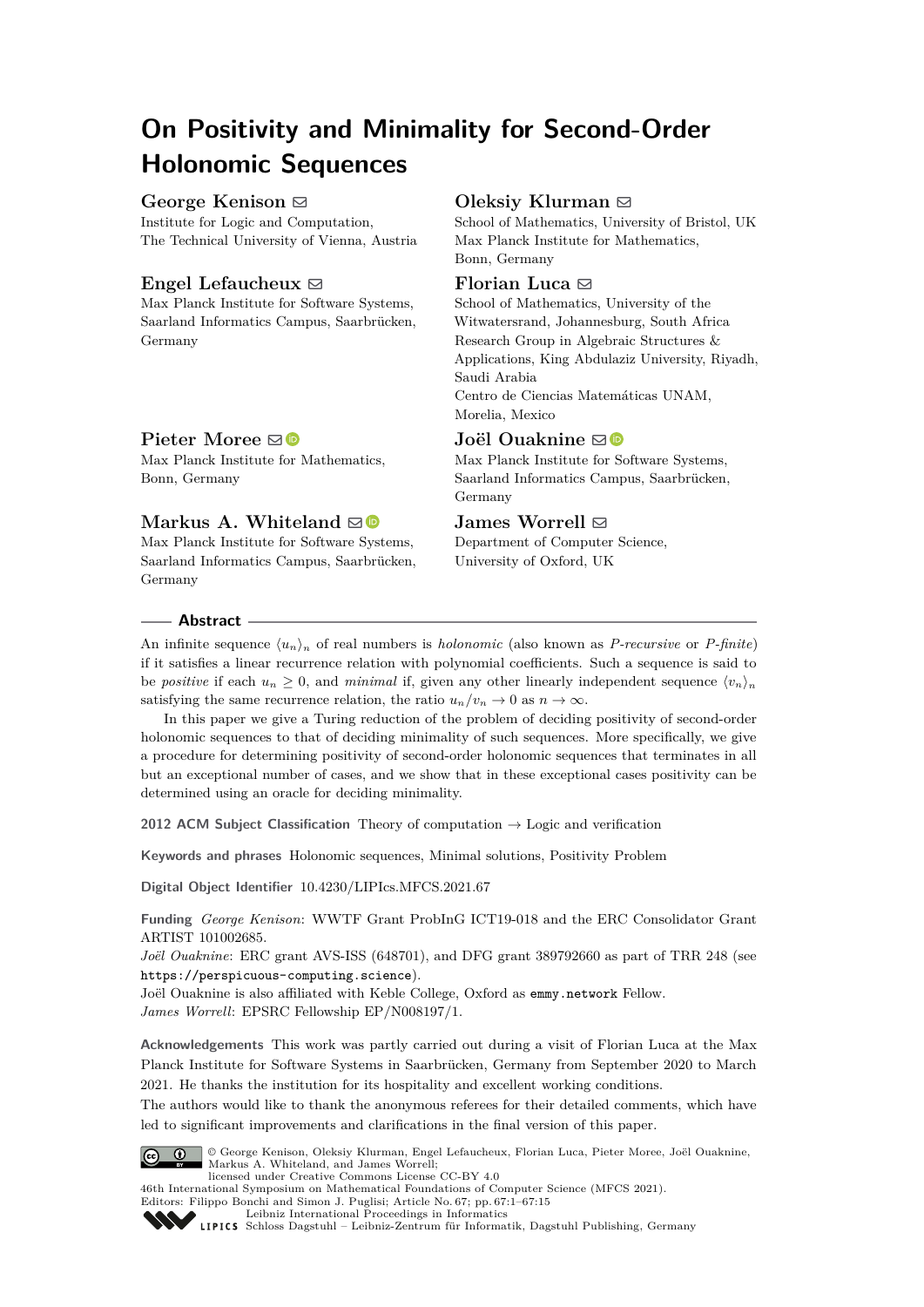# On Positivity and Minimality for Second-Order Holonomic Sequences

**George Kenison**
Institute for Logic and Computation, The Technical University of Vienna, Austria

**Oleksiy Klurman**
School of Mathematics, University of Bristol, UK
Max Planck Institute for Mathematics, Bonn, Germany

**Engel Lefaucheux**
Max Planck Institute for Software Systems, Saarland Informatics Campus, Saarbrücken, Germany

**Florian Luca**
School of Mathematics, University of the Witwatersrand, Johannesburg, South Africa
Research Group in Algebraic Structures & Applications, King Abdulaziz University, Riyadh, Saudi Arabia
Centro de Ciencias Matemáticas UNAM, Morelia, Mexico

**Pieter Moree**
Max Planck Institute for Mathematics, Bonn, Germany

**Joël Ouaknine**
Max Planck Institute for Software Systems, Saarland Informatics Campus, Saarbrücken, Germany

**Markus A. Whiteland**
Max Planck Institute for Software Systems, Saarland Informatics Campus, Saarbrücken, Germany

**James Worrell**
Department of Computer Science, University of Oxford, UK

## Abstract

An infinite sequence $\langle u_n \rangle_n$ of real numbers is *holonomic* (also known as *P-recursive* or *P-finite*) if it satisfies a linear recurrence relation with polynomial coefficients. Such a sequence is said to be *positive* if each $u_n \geq 0$, and *minimal* if, given any other linearly independent sequence $\langle v_n \rangle_n$ satisfying the same recurrence relation, the ratio $u_n/v_n \to 0$ as $n \to \infty$.

In this paper we give a Turing reduction of the problem of deciding positivity of second-order holonomic sequences to that of deciding minimality of such sequences. More specifically, we give a procedure for determining positivity of second-order holonomic sequences that terminates in all but an exceptional number of cases, and we show that in these exceptional cases positivity can be determined using an oracle for deciding minimality.

**2012 ACM Subject Classification** Theory of computation → Logic and verification

**Keywords and phrases** Holonomic sequences, Minimal solutions, Positivity Problem

**Digital Object Identifier** 10.4230/LIPIcs.MFCS.2021.67

**Funding** *George Kenison*: WWTF Grant ProbInG ICT19-018 and the ERC Consolidator Grant ARTIST 101002685.
*Joël Ouaknine*: ERC grant AVS-ISS (648701), and DFG grant 389792660 as part of TRR 248 (see `https://perspicuous-computing.science`).
Joël Ouaknine is also affiliated with Keble College, Oxford as `emmy.network` Fellow.
*James Worrell*: EPSRC Fellowship EP/N008197/1.

**Acknowledgements** This work was partly carried out during a visit of Florian Luca at the Max Planck Institute for Software Systems in Saarbrücken, Germany from September 2020 to March 2021. He thanks the institution for its hospitality and excellent working conditions.
The authors would like to thank the anonymous referees for their detailed comments, which have led to significant improvements and clarifications in the final version of this paper.

© George Kenison, Oleksiy Klurman, Engel Lefaucheux, Florian Luca, Pieter Moree, Joël Ouaknine, Markus A. Whiteland, and James Worrell;
licensed under Creative Commons License CC-BY 4.0
46th International Symposium on Mathematical Foundations of Computer Science (MFCS 2021).
Editors: Filippo Bonchi and Simon J. Puglisi; Article No. 67; pp. 67:1–67:15
Leibniz International Proceedings in Informatics
Schloss Dagstuhl – Leibniz-Zentrum für Informatik, Dagstuhl Publishing, Germany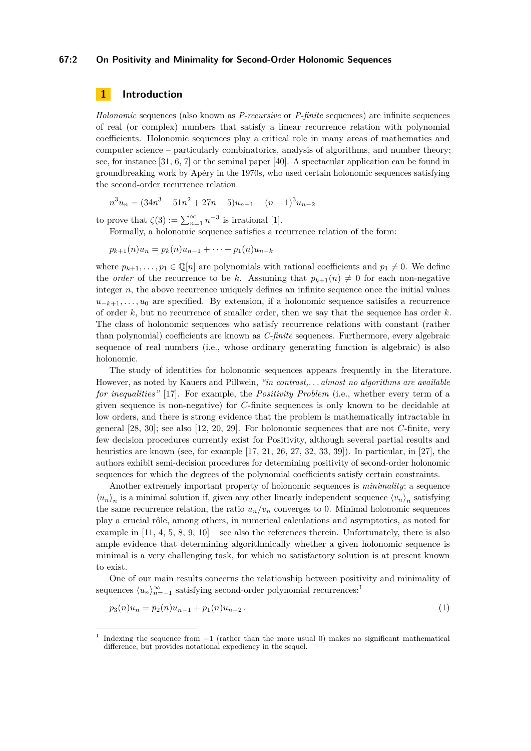# 1 Introduction

*Holonomic* sequences (also known as *P-recursive* or *P-finite* sequences) are infinite sequences of real (or complex) numbers that satisfy a linear recurrence relation with polynomial coefficients. Holonomic sequences play a critical role in many areas of mathematics and computer science – particularly combinatorics, analysis of algorithms, and number theory; see, for instance [31, 6, 7] or the seminal paper [40]. A spectacular application can be found in groundbreaking work by Apéry in the 1970s, who used certain holonomic sequences satisfying the second-order recurrence relation

$$n^3 u_n = (34n^3 - 51n^2 + 27n - 5)u_{n-1} - (n-1)^3 u_{n-2}$$

to prove that $\zeta(3) := \sum_{n=1}^{\infty} n^{-3}$ is irrational [1].

Formally, a holonomic sequence satisfies a recurrence relation of the form:

$$p_{k+1}(n)u_n = p_k(n)u_{n-1} + \cdots + p_1(n)u_{n-k}$$

where $p_{k+1}, \ldots, p_1 \in \mathbb{Q}[n]$ are polynomials with rational coefficients and $p_1 \neq 0$. We define the *order* of the recurrence to be $k$. Assuming that $p_{k+1}(n) \neq 0$ for each non-negative integer $n$, the above recurrence uniquely defines an infinite sequence once the initial values $u_{-k+1}, \ldots, u_0$ are specified. By extension, if a holonomic sequence satisifes a recurrence of order $k$, but no recurrence of smaller order, then we say that the sequence has order $k$. The class of holonomic sequences who satisfy recurrence relations with constant (rather than polynomial) coefficients are known as *C-finite* sequences. Furthermore, every algebraic sequence of real numbers (i.e., whose ordinary generating function is algebraic) is also holonomic.

The study of identities for holonomic sequences appears frequently in the literature. However, as noted by Kauers and Pillwein, *"in contrast,... almost no algorithms are available for inequalities"* [17]. For example, the *Positivity Problem* (i.e., whether every term of a given sequence is non-negative) for *C*-finite sequences is only known to be decidable at low orders, and there is strong evidence that the problem is mathematically intractable in general [28, 30]; see also [12, 20, 29]. For holonomic sequences that are not *C*-finite, very few decision procedures currently exist for Positivity, although several partial results and heuristics are known (see, for example [17, 21, 26, 27, 32, 33, 39]). In particular, in [27], the authors exhibit semi-decision procedures for determining positivity of second-order holonomic sequences for which the degrees of the polynomial coefficients satisfy certain constraints.

Another extremely important property of holonomic sequences is *minimality*; a sequence $\langle u_n \rangle_n$ is a minimal solution if, given any other linearly independent sequence $\langle v_n \rangle_n$ satisfying the same recurrence relation, the ratio $u_n/v_n$ converges to 0. Minimal holonomic sequences play a crucial rôle, among others, in numerical calculations and asymptotics, as noted for example in [11, 4, 5, 8, 9, 10] – see also the references therein. Unfortunately, there is also ample evidence that determining algorithmically whether a given holonomic sequence is minimal is a very challenging task, for which no satisfactory solution is at present known to exist.

One of our main results concerns the relationship between positivity and minimality of sequences $\langle u_n \rangle_{n=-1}^{\infty}$ satisfying second-order polynomial recurrences:[1]

$$p_3(n)u_n = p_2(n)u_{n-1} + p_1(n)u_{n-2}\,. \tag{1}$$

[1] Indexing the sequence from $-1$ (rather than the more usual 0) makes no significant mathematical difference, but provides notational expediency in the sequel.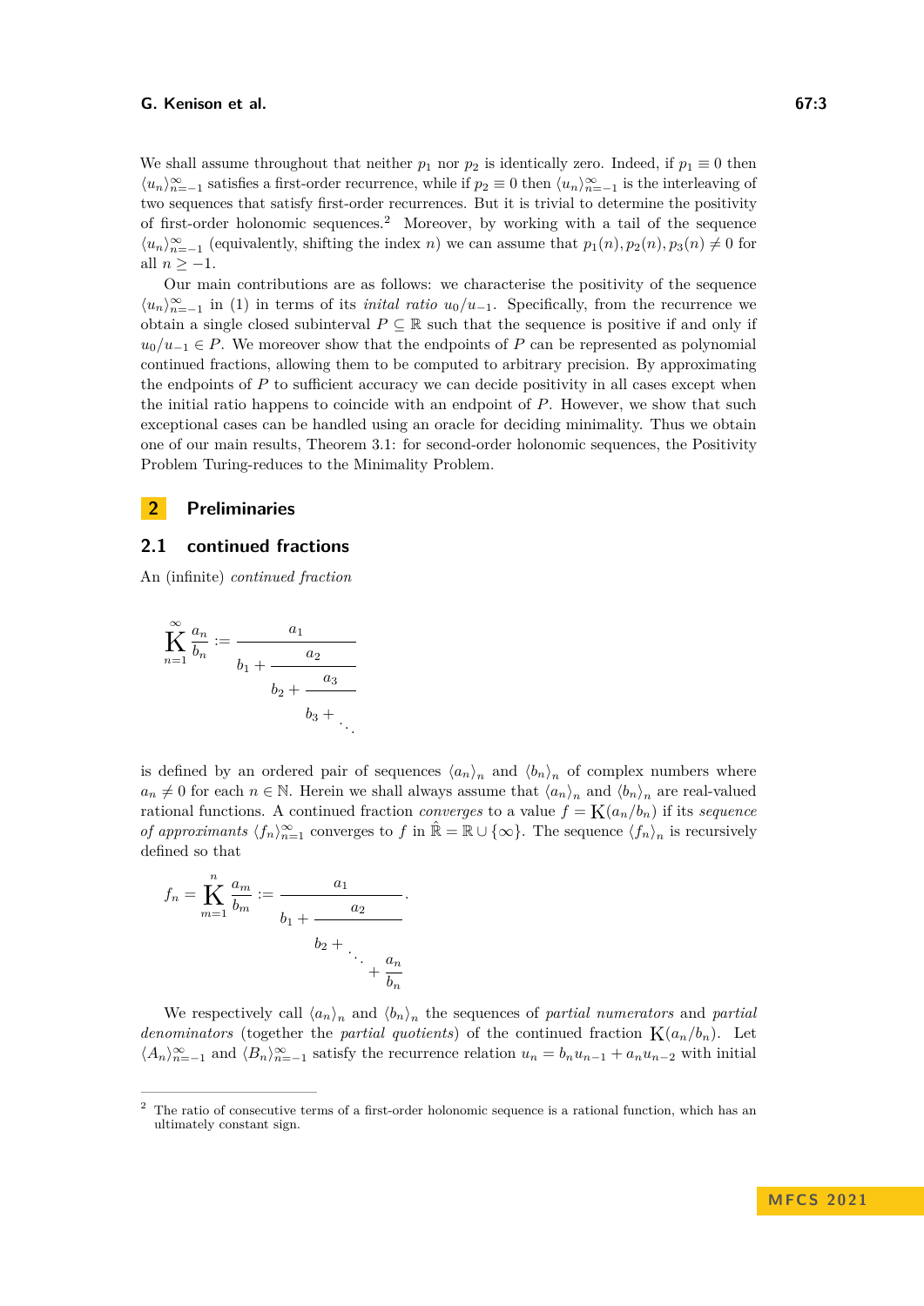We shall assume throughout that neither $p_1$ nor $p_2$ is identically zero. Indeed, if $p_1 \equiv 0$ then $\langle u_n \rangle_{n=-1}^{\infty}$ satisfies a first-order recurrence, while if $p_2 \equiv 0$ then $\langle u_n \rangle_{n=-1}^{\infty}$ is the interleaving of two sequences that satisfy first-order recurrences. But it is trivial to determine the positivity of first-order holonomic sequences.[2] Moreover, by working with a tail of the sequence $\langle u_n \rangle_{n=-1}^{\infty}$ (equivalently, shifting the index $n$) we can assume that $p_1(n), p_2(n), p_3(n) \neq 0$ for all $n \geq -1$.

Our main contributions are as follows: we characterise the positivity of the sequence $\langle u_n \rangle_{n=-1}^{\infty}$ in (1) in terms of its *inital ratio* $u_0/u_{-1}$. Specifically, from the recurrence we obtain a single closed subinterval $P \subseteq \mathbb{R}$ such that the sequence is positive if and only if $u_0/u_{-1} \in P$. We moreover show that the endpoints of $P$ can be represented as polynomial continued fractions, allowing them to be computed to arbitrary precision. By approximating the endpoints of $P$ to sufficient accuracy we can decide positivity in all cases except when the initial ratio happens to coincide with an endpoint of $P$. However, we show that such exceptional cases can be handled using an oracle for deciding minimality. Thus we obtain one of our main results, Theorem 3.1: for second-order holonomic sequences, the Positivity Problem Turing-reduces to the Minimality Problem.

## 2 Preliminaries

### 2.1 continued fractions

An (infinite) *continued fraction*

$$\operatorname*{K}_{n=1}^{\infty} \frac{a_n}{b_n} := \cfrac{a_1}{b_1 + \cfrac{a_2}{b_2 + \cfrac{a_3}{b_3 + \ddots}}}$$

is defined by an ordered pair of sequences $\langle a_n \rangle_n$ and $\langle b_n \rangle_n$ of complex numbers where $a_n \neq 0$ for each $n \in \mathbb{N}$. Herein we shall always assume that $\langle a_n \rangle_n$ and $\langle b_n \rangle_n$ are real-valued rational functions. A continued fraction *converges* to a value $f = \operatorname{K}(a_n/b_n)$ if its *sequence of approximants* $\langle f_n \rangle_{n=1}^{\infty}$ converges to $f$ in $\hat{\mathbb{R}} = \mathbb{R} \cup \{\infty\}$. The sequence $\langle f_n \rangle_n$ is recursively defined so that

$$f_n = \operatorname*{K}_{m=1}^{n} \frac{a_m}{b_m} := \cfrac{a_1}{b_1 + \cfrac{a_2}{b_2 + \ddots + \cfrac{a_n}{b_n}}}.$$

We respectively call $\langle a_n \rangle_n$ and $\langle b_n \rangle_n$ the sequences of *partial numerators* and *partial denominators* (together the *partial quotients*) of the continued fraction $\operatorname{K}(a_n/b_n)$. Let $\langle A_n \rangle_{n=-1}^{\infty}$ and $\langle B_n \rangle_{n=-1}^{\infty}$ satisfy the recurrence relation $u_n = b_n u_{n-1} + a_n u_{n-2}$ with initial

[2] The ratio of consecutive terms of a first-order holonomic sequence is a rational function, which has an ultimately constant sign.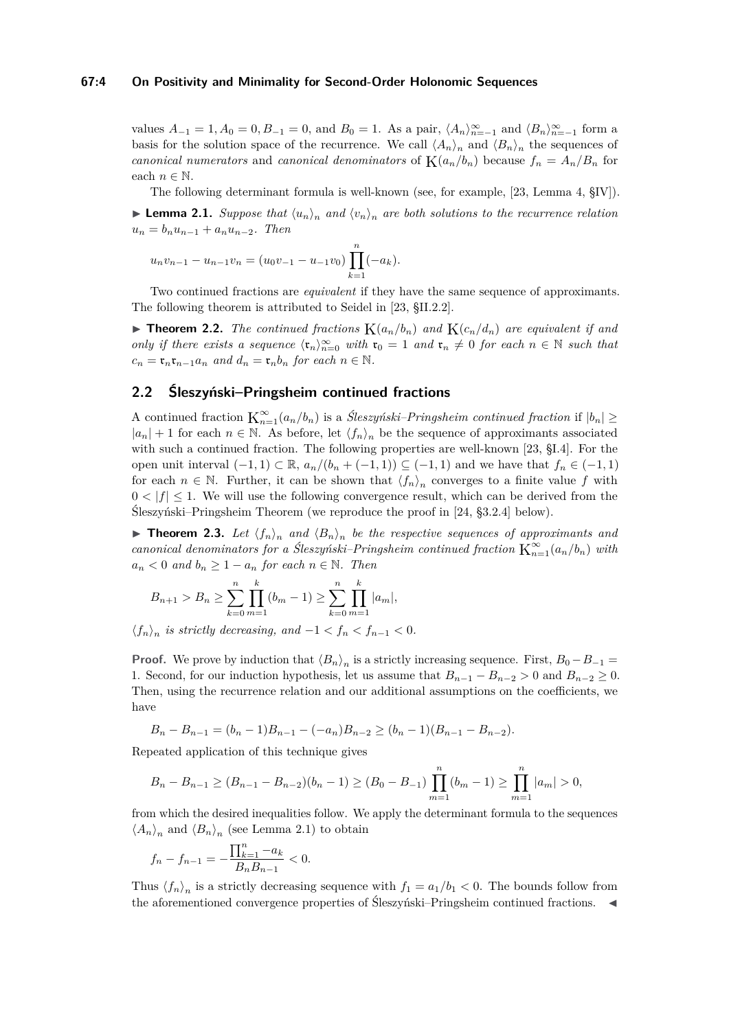values $A_{-1} = 1, A_0 = 0, B_{-1} = 0$, and $B_0 = 1$. As a pair, $\langle A_n \rangle_{n=-1}^{\infty}$ and $\langle B_n \rangle_{n=-1}^{\infty}$ form a basis for the solution space of the recurrence. We call $\langle A_n \rangle_n$ and $\langle B_n \rangle_n$ the sequences of *canonical numerators* and *canonical denominators* of $\mathrm{K}(a_n/b_n)$ because $f_n = A_n/B_n$ for each $n \in \mathbb{N}$.

The following determinant formula is well-known (see, for example, [23, Lemma 4, §IV]).

▶ **Lemma 2.1.** *Suppose that $\langle u_n \rangle_n$ and $\langle v_n \rangle_n$ are both solutions to the recurrence relation $u_n = b_n u_{n-1} + a_n u_{n-2}$. Then*

$$u_n v_{n-1} - u_{n-1} v_n = (u_0 v_{-1} - u_{-1} v_0) \prod_{k=1}^{n} (-a_k).$$

Two continued fractions are *equivalent* if they have the same sequence of approximants. The following theorem is attributed to Seidel in [23, §II.2.2].

▶ **Theorem 2.2.** *The continued fractions $\mathrm{K}(a_n/b_n)$ and $\mathrm{K}(c_n/d_n)$ are equivalent if and only if there exists a sequence $\langle \mathfrak{r}_n \rangle_{n=0}^{\infty}$ with $\mathfrak{r}_0 = 1$ and $\mathfrak{r}_n \neq 0$ for each $n \in \mathbb{N}$ such that $c_n = \mathfrak{r}_n \mathfrak{r}_{n-1} a_n$ and $d_n = \mathfrak{r}_n b_n$ for each $n \in \mathbb{N}$.*

## 2.2 Śleszyński–Pringsheim continued fractions

A continued fraction $\mathrm{K}_{n=1}^{\infty}(a_n/b_n)$ is a *Śleszyński–Pringsheim continued fraction* if $|b_n| \geq |a_n| + 1$ for each $n \in \mathbb{N}$. As before, let $\langle f_n \rangle_n$ be the sequence of approximants associated with such a continued fraction. The following properties are well-known [23, §I.4]. For the open unit interval $(-1, 1) \subset \mathbb{R}$, $a_n/(b_n + (-1, 1)) \subseteq (-1, 1)$ and we have that $f_n \in (-1, 1)$ for each $n \in \mathbb{N}$. Further, it can be shown that $\langle f_n \rangle_n$ converges to a finite value $f$ with $0 < |f| \leq 1$. We will use the following convergence result, which can be derived from the Śleszyński–Pringsheim Theorem (we reproduce the proof in [24, §3.2.4] below).

▶ **Theorem 2.3.** *Let $\langle f_n \rangle_n$ and $\langle B_n \rangle_n$ be the respective sequences of approximants and canonical denominators for a Śleszyński–Pringsheim continued fraction $\mathrm{K}_{n=1}^{\infty}(a_n/b_n)$ with $a_n < 0$ and $b_n \geq 1 - a_n$ for each $n \in \mathbb{N}$. Then*

$$B_{n+1} > B_n \geq \sum_{k=0}^{n} \prod_{m=1}^{k} (b_m - 1) \geq \sum_{k=0}^{n} \prod_{m=1}^{k} |a_m|,$$

*$\langle f_n \rangle_n$ is strictly decreasing, and $-1 < f_n < f_{n-1} < 0$.*

**Proof.** We prove by induction that $\langle B_n \rangle_n$ is a strictly increasing sequence. First, $B_0 - B_{-1} = 1$. Second, for our induction hypothesis, let us assume that $B_{n-1} - B_{n-2} > 0$ and $B_{n-2} \geq 0$. Then, using the recurrence relation and our additional assumptions on the coefficients, we have

$$B_n - B_{n-1} = (b_n - 1)B_{n-1} - (-a_n)B_{n-2} \geq (b_n - 1)(B_{n-1} - B_{n-2}).$$

Repeated application of this technique gives

$$B_n - B_{n-1} \geq (B_{n-1} - B_{n-2})(b_n - 1) \geq (B_0 - B_{-1}) \prod_{m=1}^{n} (b_m - 1) \geq \prod_{m=1}^{n} |a_m| > 0,$$

from which the desired inequalities follow. We apply the determinant formula to the sequences $\langle A_n \rangle_n$ and $\langle B_n \rangle_n$ (see Lemma 2.1) to obtain

$$f_n - f_{n-1} = -\frac{\prod_{k=1}^{n} -a_k}{B_n B_{n-1}} < 0.$$

Thus $\langle f_n \rangle_n$ is a strictly decreasing sequence with $f_1 = a_1/b_1 < 0$. The bounds follow from the aforementioned convergence properties of Śleszyński–Pringsheim continued fractions. ◀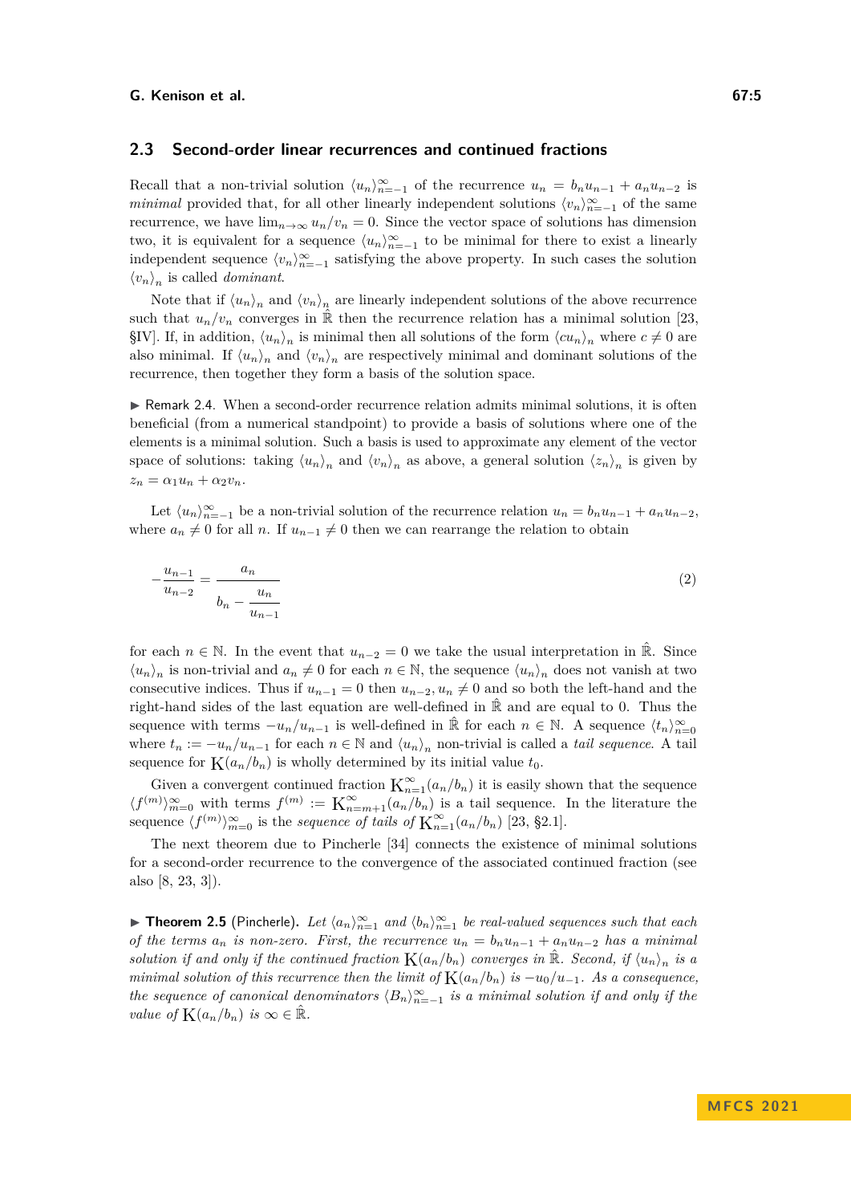### 2.3 Second-order linear recurrences and continued fractions

Recall that a non-trivial solution $\langle u_n\rangle_{n=-1}^{\infty}$ of the recurrence $u_n = b_n u_{n-1} + a_n u_{n-2}$ is *minimal* provided that, for all other linearly independent solutions $\langle v_n\rangle_{n=-1}^{\infty}$ of the same recurrence, we have $\lim_{n\to\infty} u_n/v_n = 0$. Since the vector space of solutions has dimension two, it is equivalent for a sequence $\langle u_n\rangle_{n=-1}^{\infty}$ to be minimal for there to exist a linearly independent sequence $\langle v_n\rangle_{n=-1}^{\infty}$ satisfying the above property. In such cases the solution $\langle v_n\rangle_n$ is called *dominant*.

Note that if $\langle u_n\rangle_n$ and $\langle v_n\rangle_n$ are linearly independent solutions of the above recurrence such that $u_n/v_n$ converges in $\hat{\mathbb{R}}$ then the recurrence relation has a minimal solution [23, §IV]. If, in addition, $\langle u_n\rangle_n$ is minimal then all solutions of the form $\langle cu_n\rangle_n$ where $c \neq 0$ are also minimal. If $\langle u_n\rangle_n$ and $\langle v_n\rangle_n$ are respectively minimal and dominant solutions of the recurrence, then together they form a basis of the solution space.

▶ Remark 2.4. When a second-order recurrence relation admits minimal solutions, it is often beneficial (from a numerical standpoint) to provide a basis of solutions where one of the elements is a minimal solution. Such a basis is used to approximate any element of the vector space of solutions: taking $\langle u_n\rangle_n$ and $\langle v_n\rangle_n$ as above, a general solution $\langle z_n\rangle_n$ is given by $z_n = \alpha_1 u_n + \alpha_2 v_n$.

Let $\langle u_n\rangle_{n=-1}^{\infty}$ be a non-trivial solution of the recurrence relation $u_n = b_n u_{n-1} + a_n u_{n-2}$, where $a_n \neq 0$ for all $n$. If $u_{n-1} \neq 0$ then we can rearrange the relation to obtain

$$-\frac{u_{n-1}}{u_{n-2}} = \cfrac{a_n}{b_n - \cfrac{u_n}{u_{n-1}}} \tag{2}$$

for each $n \in \mathbb{N}$. In the event that $u_{n-2} = 0$ we take the usual interpretation in $\hat{\mathbb{R}}$. Since $\langle u_n\rangle_n$ is non-trivial and $a_n \neq 0$ for each $n \in \mathbb{N}$, the sequence $\langle u_n\rangle_n$ does not vanish at two consecutive indices. Thus if $u_{n-1} = 0$ then $u_{n-2}, u_n \neq 0$ and so both the left-hand and the right-hand sides of the last equation are well-defined in $\hat{\mathbb{R}}$ and are equal to 0. Thus the sequence with terms $-u_n/u_{n-1}$ is well-defined in $\hat{\mathbb{R}}$ for each $n \in \mathbb{N}$. A sequence $\langle t_n\rangle_{n=0}^{\infty}$ where $t_n := -u_n/u_{n-1}$ for each $n \in \mathbb{N}$ and $\langle u_n\rangle_n$ non-trivial is called a *tail sequence*. A tail sequence for $\mathrm{K}(a_n/b_n)$ is wholly determined by its initial value $t_0$.

Given a convergent continued fraction $\mathrm{K}_{n=1}^{\infty}(a_n/b_n)$ it is easily shown that the sequence $\langle f^{(m)}\rangle_{m=0}^{\infty}$ with terms $f^{(m)} := \mathrm{K}_{n=m+1}^{\infty}(a_n/b_n)$ is a tail sequence. In the literature the sequence $\langle f^{(m)}\rangle_{m=0}^{\infty}$ is the *sequence of tails of* $\mathrm{K}_{n=1}^{\infty}(a_n/b_n)$ [23, §2.1].

The next theorem due to Pincherle [34] connects the existence of minimal solutions for a second-order recurrence to the convergence of the associated continued fraction (see also [8, 23, 3]).

▶ **Theorem 2.5** (Pincherle). *Let $\langle a_n\rangle_{n=1}^{\infty}$ and $\langle b_n\rangle_{n=1}^{\infty}$ be real-valued sequences such that each of the terms $a_n$ is non-zero. First, the recurrence $u_n = b_n u_{n-1} + a_n u_{n-2}$ has a minimal solution if and only if the continued fraction $\mathrm{K}(a_n/b_n)$ converges in $\hat{\mathbb{R}}$. Second, if $\langle u_n\rangle_n$ is a minimal solution of this recurrence then the limit of $\mathrm{K}(a_n/b_n)$ is $-u_0/u_{-1}$. As a consequence, the sequence of canonical denominators $\langle B_n\rangle_{n=-1}^{\infty}$ is a minimal solution if and only if the value of $\mathrm{K}(a_n/b_n)$ is $\infty \in \hat{\mathbb{R}}$.*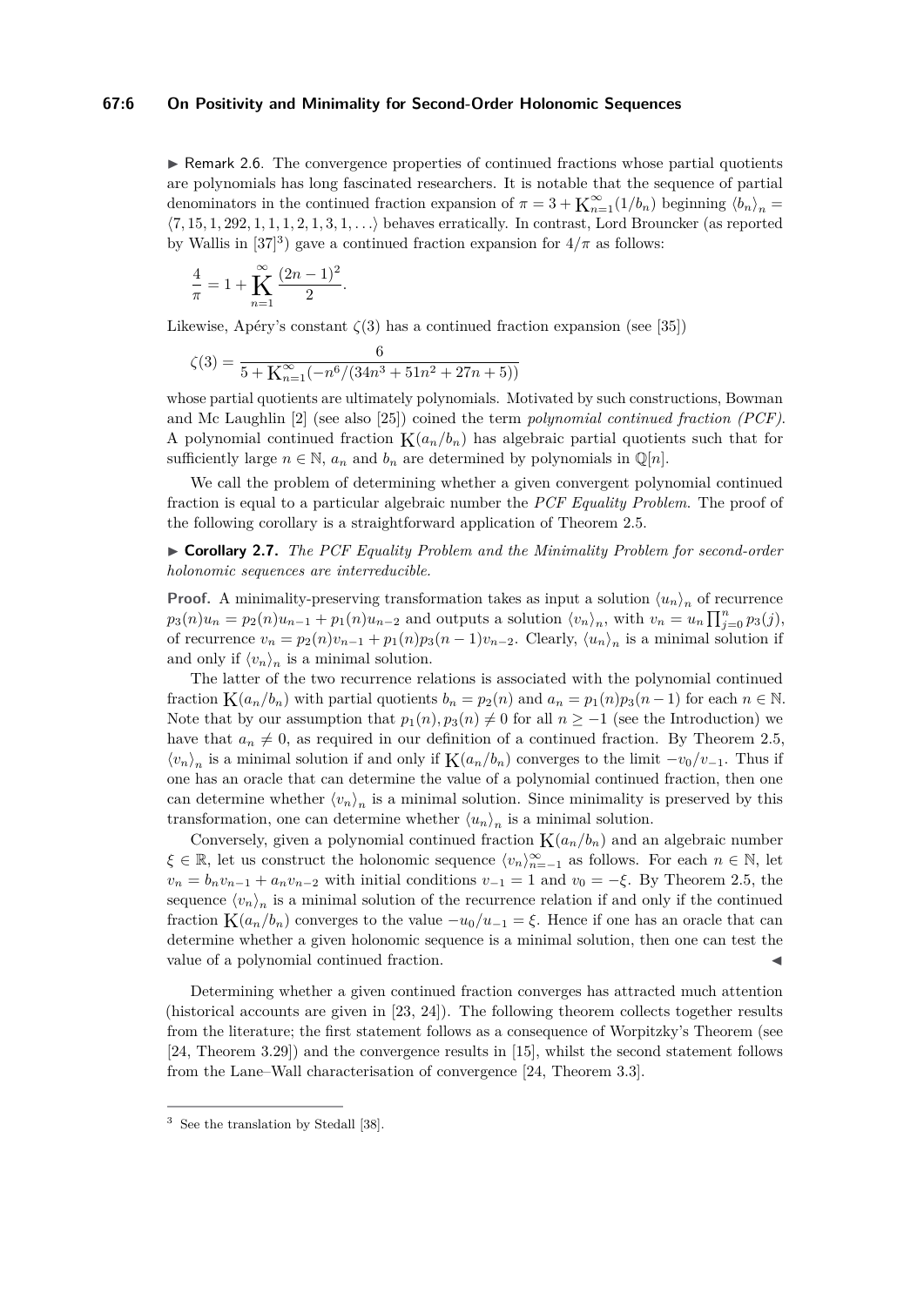▶ Remark 2.6. The convergence properties of continued fractions whose partial quotients are polynomials has long fascinated researchers. It is notable that the sequence of partial denominators in the continued fraction expansion of $\pi = 3 + \mathrm{K}_{n=1}^{\infty}(1/b_n)$ beginning $\langle b_n \rangle_n = \langle 7, 15, 1, 292, 1, 1, 1, 2, 1, 3, 1, \ldots \rangle$ behaves erratically. In contrast, Lord Brouncker (as reported by Wallis in [37][3]) gave a continued fraction expansion for $4/\pi$ as follows:

$$\frac{4}{\pi} = 1 + \mathop{\mathrm{K}}_{n=1}^{\infty} \frac{(2n-1)^2}{2}.$$

Likewise, Apéry's constant $\zeta(3)$ has a continued fraction expansion (see [35])

$$\zeta(3) = \frac{6}{5 + \mathrm{K}_{n=1}^{\infty}(-n^6/(34n^3 + 51n^2 + 27n + 5))}$$

whose partial quotients are ultimately polynomials. Motivated by such constructions, Bowman and Mc Laughlin [2] (see also [25]) coined the term *polynomial continued fraction (PCF)*. A polynomial continued fraction $\mathrm{K}(a_n/b_n)$ has algebraic partial quotients such that for sufficiently large $n \in \mathbb{N}$, $a_n$ and $b_n$ are determined by polynomials in $\mathbb{Q}[n]$.

We call the problem of determining whether a given convergent polynomial continued fraction is equal to a particular algebraic number the *PCF Equality Problem*. The proof of the following corollary is a straightforward application of Theorem 2.5.

▶ **Corollary 2.7.** *The PCF Equality Problem and the Minimality Problem for second-order holonomic sequences are interreducible.*

**Proof.** A minimality-preserving transformation takes as input a solution $\langle u_n \rangle_n$ of recurrence $p_3(n)u_n = p_2(n)u_{n-1} + p_1(n)u_{n-2}$ and outputs a solution $\langle v_n \rangle_n$, with $v_n = u_n \prod_{j=0}^{n} p_3(j)$, of recurrence $v_n = p_2(n)v_{n-1} + p_1(n)p_3(n-1)v_{n-2}$. Clearly, $\langle u_n \rangle_n$ is a minimal solution if and only if $\langle v_n \rangle_n$ is a minimal solution.

The latter of the two recurrence relations is associated with the polynomial continued fraction $\mathrm{K}(a_n/b_n)$ with partial quotients $b_n = p_2(n)$ and $a_n = p_1(n)p_3(n-1)$ for each $n \in \mathbb{N}$. Note that by our assumption that $p_1(n), p_3(n) \neq 0$ for all $n \geq -1$ (see the Introduction) we have that $a_n \neq 0$, as required in our definition of a continued fraction. By Theorem 2.5, $\langle v_n \rangle_n$ is a minimal solution if and only if $\mathrm{K}(a_n/b_n)$ converges to the limit $-v_0/v_{-1}$. Thus if one has an oracle that can determine the value of a polynomial continued fraction, then one can determine whether $\langle v_n \rangle_n$ is a minimal solution. Since minimality is preserved by this transformation, one can determine whether $\langle u_n \rangle_n$ is a minimal solution.

Conversely, given a polynomial continued fraction $\mathrm{K}(a_n/b_n)$ and an algebraic number $\xi \in \mathbb{R}$, let us construct the holonomic sequence $\langle v_n \rangle_{n=-1}^{\infty}$ as follows. For each $n \in \mathbb{N}$, let $v_n = b_n v_{n-1} + a_n v_{n-2}$ with initial conditions $v_{-1} = 1$ and $v_0 = -\xi$. By Theorem 2.5, the sequence $\langle v_n \rangle_n$ is a minimal solution of the recurrence relation if and only if the continued fraction $\mathrm{K}(a_n/b_n)$ converges to the value $-u_0/u_{-1} = \xi$. Hence if one has an oracle that can determine whether a given holonomic sequence is a minimal solution, then one can test the value of a polynomial continued fraction. ◀

Determining whether a given continued fraction converges has attracted much attention (historical accounts are given in [23, 24]). The following theorem collects together results from the literature; the first statement follows as a consequence of Worpitzky's Theorem (see [24, Theorem 3.29]) and the convergence results in [15], whilst the second statement follows from the Lane–Wall characterisation of convergence [24, Theorem 3.3].

[3] See the translation by Stedall [38].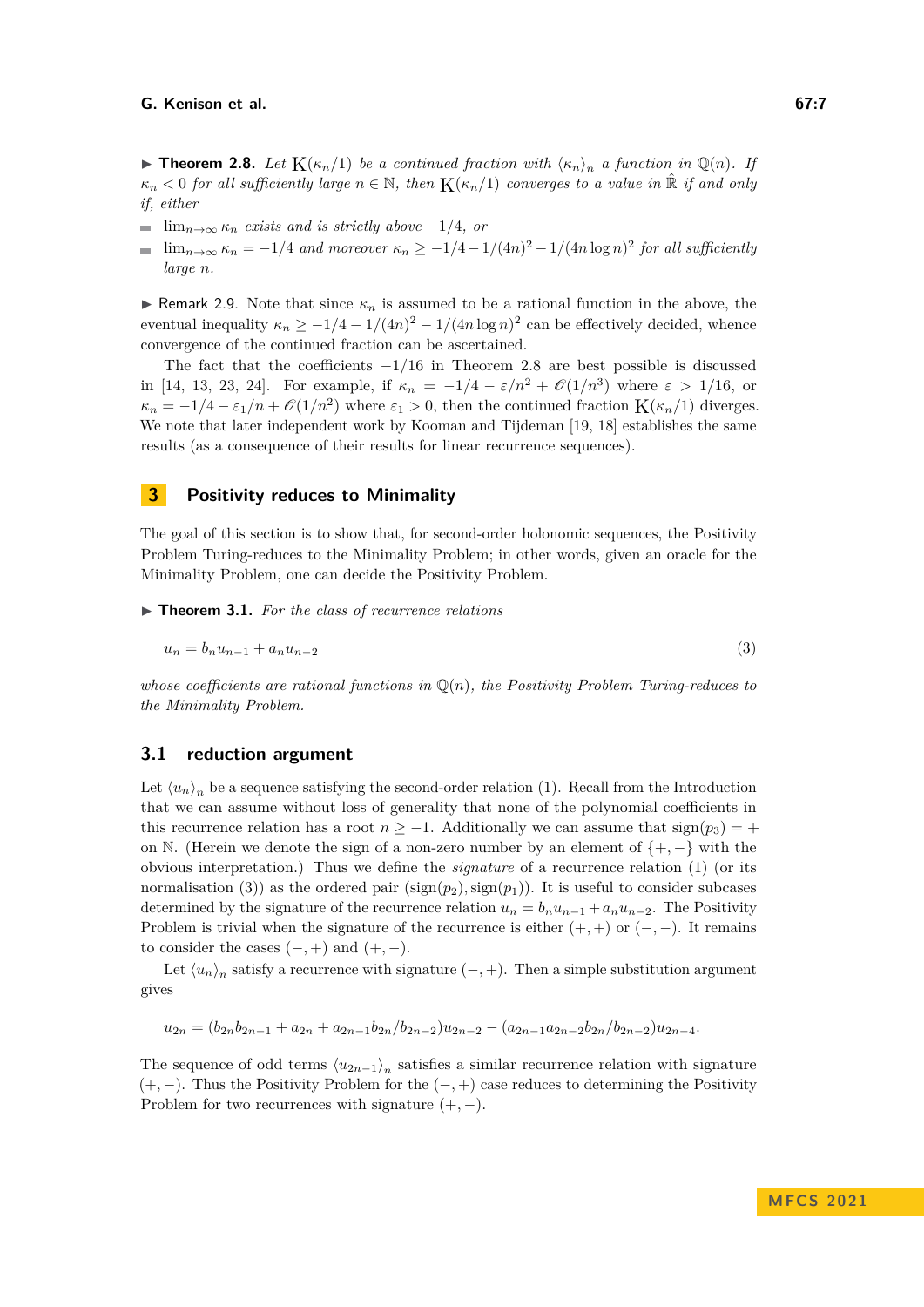▶ **Theorem 2.8.** *Let $\mathrm{K}(\kappa_n/1)$ be a continued fraction with $\langle \kappa_n \rangle_n$ a function in $\mathbb{Q}(n)$. If $\kappa_n < 0$ for all sufficiently large $n \in \mathbb{N}$, then $\mathrm{K}(\kappa_n/1)$ converges to a value in $\hat{\mathbb{R}}$ if and only if, either*

- *$\lim_{n\to\infty} \kappa_n$ exists and is strictly above $-1/4$, or*
- *$\lim_{n\to\infty} \kappa_n = -1/4$ and moreover $\kappa_n \geq -1/4 - 1/(4n)^2 - 1/(4n\log n)^2$ for all sufficiently large $n$.*

▶ Remark 2.9. Note that since $\kappa_n$ is assumed to be a rational function in the above, the eventual inequality $\kappa_n \geq -1/4 - 1/(4n)^2 - 1/(4n\log n)^2$ can be effectively decided, whence convergence of the continued fraction can be ascertained.

The fact that the coefficients $-1/16$ in Theorem 2.8 are best possible is discussed in [14, 13, 23, 24]. For example, if $\kappa_n = -1/4 - \varepsilon/n^2 + \mathscr{O}(1/n^3)$ where $\varepsilon > 1/16$, or $\kappa_n = -1/4 - \varepsilon_1/n + \mathscr{O}(1/n^2)$ where $\varepsilon_1 > 0$, then the continued fraction $\mathrm{K}(\kappa_n/1)$ diverges. We note that later independent work by Kooman and Tijdeman [19, 18] establishes the same results (as a consequence of their results for linear recurrence sequences).

## 3 Positivity reduces to Minimality

The goal of this section is to show that, for second-order holonomic sequences, the Positivity Problem Turing-reduces to the Minimality Problem; in other words, given an oracle for the Minimality Problem, one can decide the Positivity Problem.

▶ **Theorem 3.1.** *For the class of recurrence relations*

$$u_n = b_n u_{n-1} + a_n u_{n-2} \tag{3}$$

*whose coefficients are rational functions in $\mathbb{Q}(n)$, the Positivity Problem Turing-reduces to the Minimality Problem.*

### 3.1 reduction argument

Let $\langle u_n \rangle_n$ be a sequence satisfying the second-order relation (1). Recall from the Introduction that we can assume without loss of generality that none of the polynomial coefficients in this recurrence relation has a root $n \geq -1$. Additionally we can assume that $\mathrm{sign}(p_3) = +$ on $\mathbb{N}$. (Herein we denote the sign of a non-zero number by an element of $\{+,-\}$ with the obvious interpretation.) Thus we define the *signature* of a recurrence relation (1) (or its normalisation (3)) as the ordered pair $(\mathrm{sign}(p_2), \mathrm{sign}(p_1))$. It is useful to consider subcases determined by the signature of the recurrence relation $u_n = b_n u_{n-1} + a_n u_{n-2}$. The Positivity Problem is trivial when the signature of the recurrence is either $(+,+)$ or $(-,-)$. It remains to consider the cases $(-,+)$ and $(+,-)$.

Let $\langle u_n \rangle_n$ satisfy a recurrence with signature $(-,+)$. Then a simple substitution argument gives

$$u_{2n} = (b_{2n}b_{2n-1} + a_{2n} + a_{2n-1}b_{2n}/b_{2n-2})u_{2n-2} - (a_{2n-1}a_{2n-2}b_{2n}/b_{2n-2})u_{2n-4}.$$

The sequence of odd terms $\langle u_{2n-1} \rangle_n$ satisfies a similar recurrence relation with signature $(+,-)$. Thus the Positivity Problem for the $(-,+)$ case reduces to determining the Positivity Problem for two recurrences with signature $(+,-)$.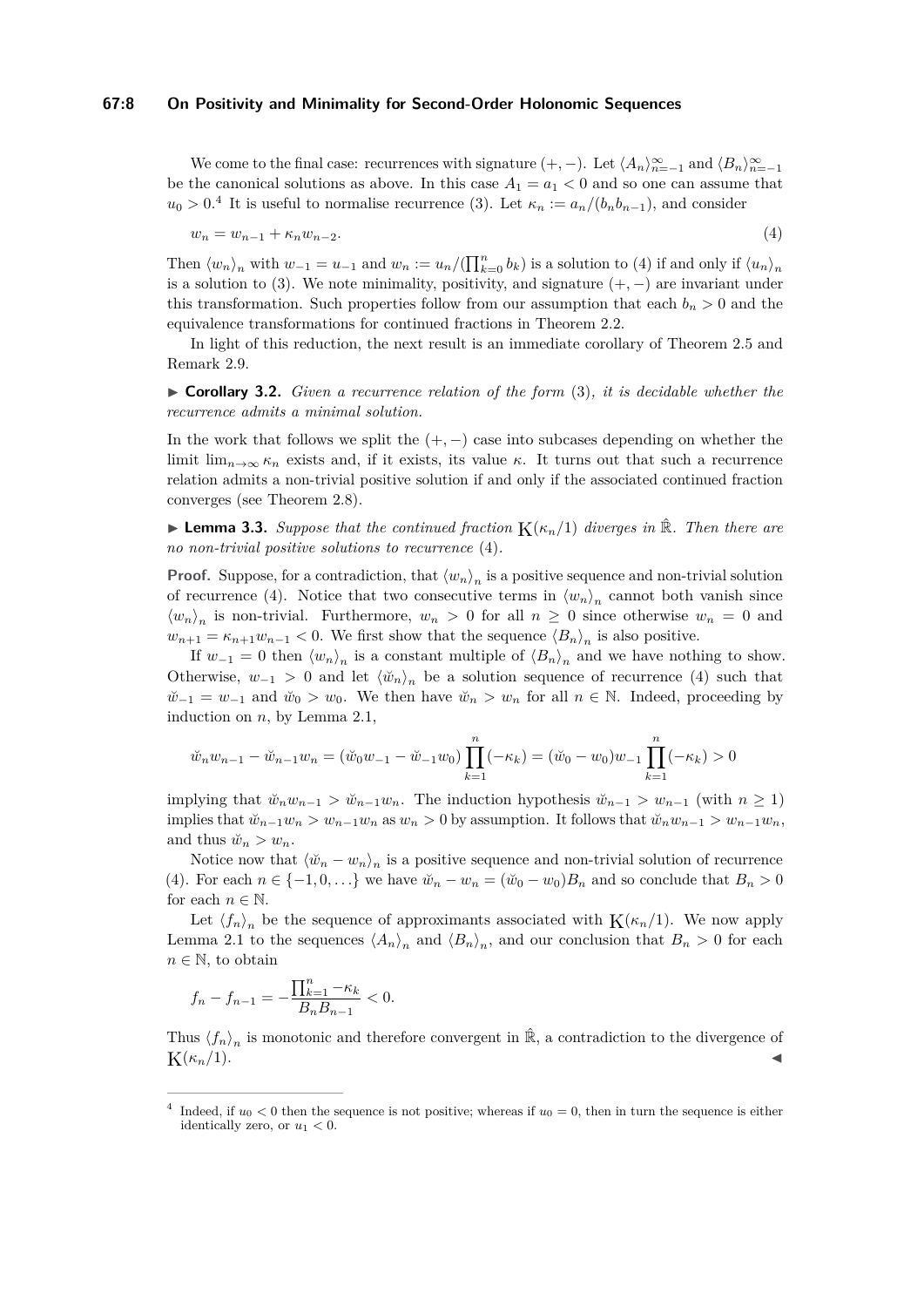We come to the final case: recurrences with signature $(+,-)$. Let $\langle A_n\rangle_{n=-1}^{\infty}$ and $\langle B_n\rangle_{n=-1}^{\infty}$ be the canonical solutions as above. In this case $A_1 = a_1 < 0$ and so one can assume that $u_0 > 0$.[4] It is useful to normalise recurrence (3). Let $\kappa_n := a_n/(b_n b_{n-1})$, and consider

$$w_n = w_{n-1} + \kappa_n w_{n-2}. \tag{4}$$

Then $\langle w_n\rangle_n$ with $w_{-1} = u_{-1}$ and $w_n := u_n/(\prod_{k=0}^n b_k)$ is a solution to (4) if and only if $\langle u_n\rangle_n$ is a solution to (3). We note minimality, positivity, and signature $(+,-)$ are invariant under this transformation. Such properties follow from our assumption that each $b_n > 0$ and the equivalence transformations for continued fractions in Theorem 2.2.

In light of this reduction, the next result is an immediate corollary of Theorem 2.5 and Remark 2.9.

▶ **Corollary 3.2.** *Given a recurrence relation of the form* (3)*, it is decidable whether the recurrence admits a minimal solution.*

In the work that follows we split the $(+,-)$ case into subcases depending on whether the limit $\lim_{n\to\infty}\kappa_n$ exists and, if it exists, its value $\kappa$. It turns out that such a recurrence relation admits a non-trivial positive solution if and only if the associated continued fraction converges (see Theorem 2.8).

▶ **Lemma 3.3.** *Suppose that the continued fraction $\mathrm{K}(\kappa_n/1)$ diverges in $\hat{\mathbb{R}}$. Then there are no non-trivial positive solutions to recurrence* (4)*.*

**Proof.** Suppose, for a contradiction, that $\langle w_n\rangle_n$ is a positive sequence and non-trivial solution of recurrence (4). Notice that two consecutive terms in $\langle w_n\rangle_n$ cannot both vanish since $\langle w_n\rangle_n$ is non-trivial. Furthermore, $w_n > 0$ for all $n \geq 0$ since otherwise $w_n = 0$ and $w_{n+1} = \kappa_{n+1} w_{n-1} < 0$. We first show that the sequence $\langle B_n\rangle_n$ is also positive.

If $w_{-1} = 0$ then $\langle w_n\rangle_n$ is a constant multiple of $\langle B_n\rangle_n$ and we have nothing to show. Otherwise, $w_{-1} > 0$ and let $\langle \breve{w}_n\rangle_n$ be a solution sequence of recurrence (4) such that $\breve{w}_{-1} = w_{-1}$ and $\breve{w}_0 > w_0$. We then have $\breve{w}_n > w_n$ for all $n \in \mathbb{N}$. Indeed, proceeding by induction on $n$, by Lemma 2.1,

$$\breve{w}_n w_{n-1} - \breve{w}_{n-1} w_n = (\breve{w}_0 w_{-1} - \breve{w}_{-1} w_0)\prod_{k=1}^{n}(-\kappa_k) = (\breve{w}_0 - w_0)w_{-1}\prod_{k=1}^{n}(-\kappa_k) > 0$$

implying that $\breve{w}_n w_{n-1} > \breve{w}_{n-1} w_n$. The induction hypothesis $\breve{w}_{n-1} > w_{n-1}$ (with $n \geq 1$) implies that $\breve{w}_{n-1} w_n > w_{n-1} w_n$ as $w_n > 0$ by assumption. It follows that $\breve{w}_n w_{n-1} > w_{n-1} w_n$, and thus $\breve{w}_n > w_n$.

Notice now that $\langle \breve{w}_n - w_n\rangle_n$ is a positive sequence and non-trivial solution of recurrence (4). For each $n \in \{-1, 0, \ldots\}$ we have $\breve{w}_n - w_n = (\breve{w}_0 - w_0)B_n$ and so conclude that $B_n > 0$ for each $n \in \mathbb{N}$.

Let $\langle f_n\rangle_n$ be the sequence of approximants associated with $\mathrm{K}(\kappa_n/1)$. We now apply Lemma 2.1 to the sequences $\langle A_n\rangle_n$ and $\langle B_n\rangle_n$, and our conclusion that $B_n > 0$ for each $n \in \mathbb{N}$, to obtain

$$f_n - f_{n-1} = -\frac{\prod_{k=1}^n -\kappa_k}{B_n B_{n-1}} < 0.$$

Thus $\langle f_n\rangle_n$ is monotonic and therefore convergent in $\hat{\mathbb{R}}$, a contradiction to the divergence of $\mathrm{K}(\kappa_n/1)$. ◀

[4] Indeed, if $u_0 < 0$ then the sequence is not positive; whereas if $u_0 = 0$, then in turn the sequence is either identically zero, or $u_1 < 0$.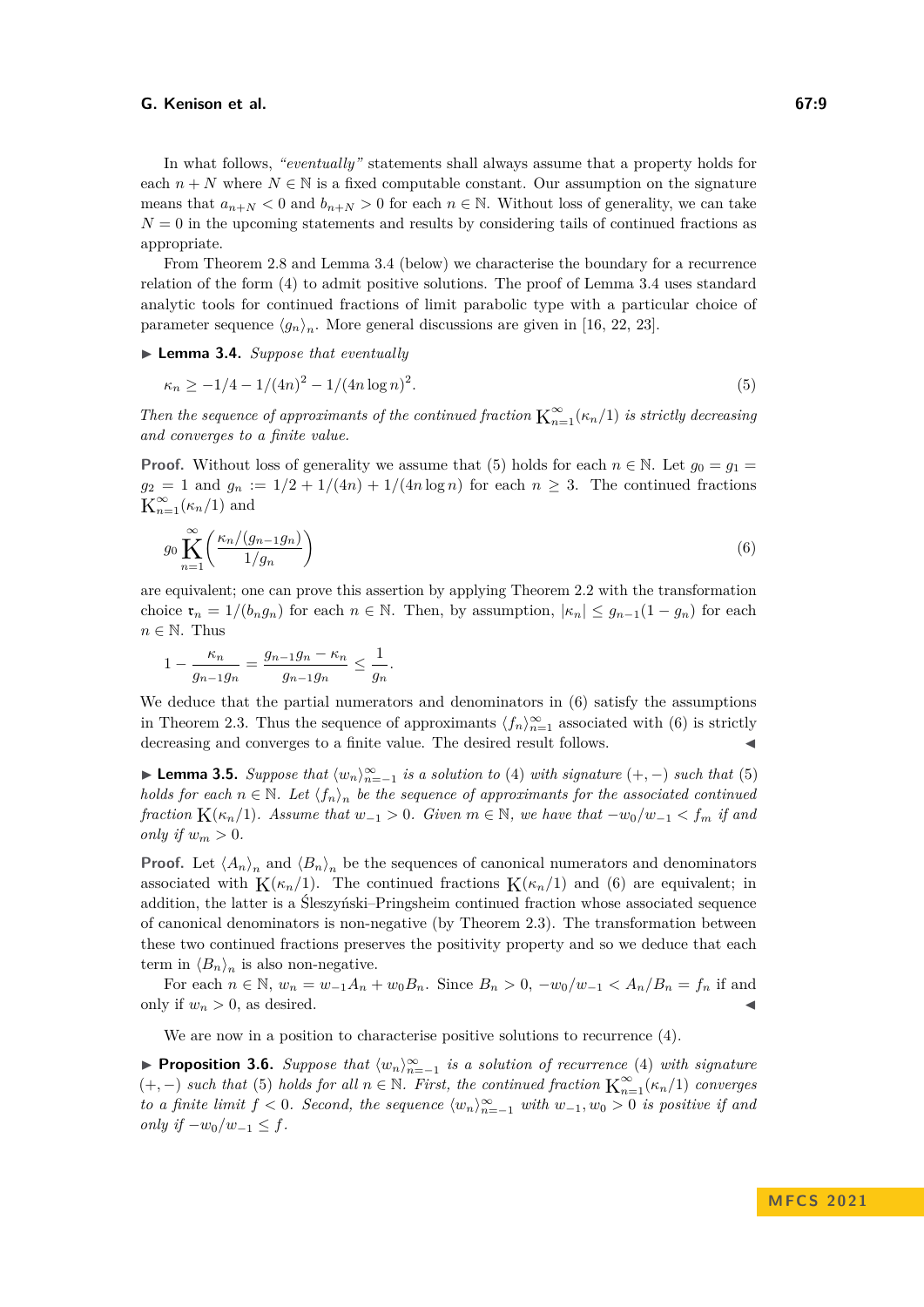In what follows, *"eventually"* statements shall always assume that a property holds for each $n + N$ where $N \in \mathbb{N}$ is a fixed computable constant. Our assumption on the signature means that $a_{n+N} < 0$ and $b_{n+N} > 0$ for each $n \in \mathbb{N}$. Without loss of generality, we can take $N = 0$ in the upcoming statements and results by considering tails of continued fractions as appropriate.

From Theorem 2.8 and Lemma 3.4 (below) we characterise the boundary for a recurrence relation of the form (4) to admit positive solutions. The proof of Lemma 3.4 uses standard analytic tools for continued fractions of limit parabolic type with a particular choice of parameter sequence $\langle g_n \rangle_n$. More general discussions are given in [16, 22, 23].

▶ **Lemma 3.4.** *Suppose that eventually*

$$\kappa_n \geq -1/4 - 1/(4n)^2 - 1/(4n \log n)^2. \tag{5}$$

*Then the sequence of approximants of the continued fraction $\mathrm{K}_{n=1}^{\infty}(\kappa_n/1)$ is strictly decreasing and converges to a finite value.*

**Proof.** Without loss of generality we assume that (5) holds for each $n \in \mathbb{N}$. Let $g_0 = g_1 = g_2 = 1$ and $g_n := 1/2 + 1/(4n) + 1/(4n \log n)$ for each $n \geq 3$. The continued fractions $\mathrm{K}_{n=1}^{\infty}(\kappa_n/1)$ and

$$g_0 \mathop{\mathrm{K}}_{n=1}^{\infty}\left(\frac{\kappa_n/(g_{n-1}g_n)}{1/g_n}\right) \tag{6}$$

are equivalent; one can prove this assertion by applying Theorem 2.2 with the transformation choice $\mathfrak{r}_n = 1/(b_n g_n)$ for each $n \in \mathbb{N}$. Then, by assumption, $|\kappa_n| \leq g_{n-1}(1 - g_n)$ for each $n \in \mathbb{N}$. Thus

$$1 - \frac{\kappa_n}{g_{n-1}g_n} = \frac{g_{n-1}g_n - \kappa_n}{g_{n-1}g_n} \leq \frac{1}{g_n}.$$

We deduce that the partial numerators and denominators in (6) satisfy the assumptions in Theorem 2.3. Thus the sequence of approximants $\langle f_n \rangle_{n=1}^{\infty}$ associated with (6) is strictly decreasing and converges to a finite value. The desired result follows. ◀

▶ **Lemma 3.5.** *Suppose that $\langle w_n \rangle_{n=-1}^{\infty}$ is a solution to (4) with signature $(+, -)$ such that (5) holds for each $n \in \mathbb{N}$. Let $\langle f_n \rangle_n$ be the sequence of approximants for the associated continued fraction $\mathrm{K}(\kappa_n/1)$. Assume that $w_{-1} > 0$. Given $m \in \mathbb{N}$, we have that $-w_0/w_{-1} < f_m$ if and only if $w_m > 0$.*

**Proof.** Let $\langle A_n \rangle_n$ and $\langle B_n \rangle_n$ be the sequences of canonical numerators and denominators associated with $\mathrm{K}(\kappa_n/1)$. The continued fractions $\mathrm{K}(\kappa_n/1)$ and (6) are equivalent; in addition, the latter is a Śleszyński–Pringsheim continued fraction whose associated sequence of canonical denominators is non-negative (by Theorem 2.3). The transformation between these two continued fractions preserves the positivity property and so we deduce that each term in $\langle B_n \rangle_n$ is also non-negative.

For each $n \in \mathbb{N}$, $w_n = w_{-1}A_n + w_0 B_n$. Since $B_n > 0$, $-w_0/w_{-1} < A_n/B_n = f_n$ if and only if $w_n > 0$, as desired. ◀

We are now in a position to characterise positive solutions to recurrence (4).

▶ **Proposition 3.6.** *Suppose that $\langle w_n \rangle_{n=-1}^{\infty}$ is a solution of recurrence (4) with signature $(+, -)$ such that (5) holds for all $n \in \mathbb{N}$. First, the continued fraction $\mathrm{K}_{n=1}^{\infty}(\kappa_n/1)$ converges to a finite limit $f < 0$. Second, the sequence $\langle w_n \rangle_{n=-1}^{\infty}$ with $w_{-1}, w_0 > 0$ is positive if and only if $-w_0/w_{-1} \leq f$.*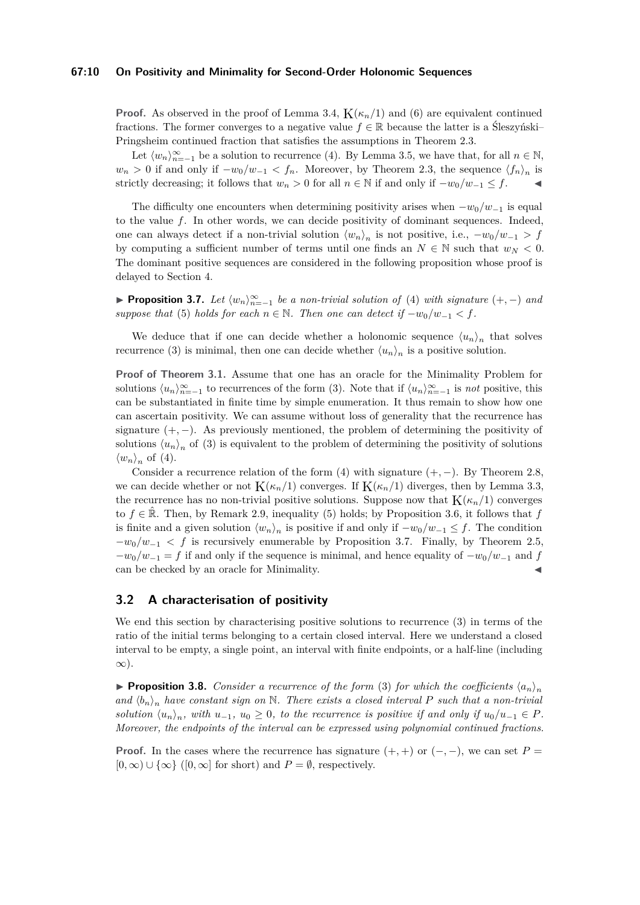**Proof.** As observed in the proof of Lemma 3.4, $\mathrm{K}(\kappa_n/1)$ and (6) are equivalent continued fractions. The former converges to a negative value $f \in \mathbb{R}$ because the latter is a Śleszyński–Pringsheim continued fraction that satisfies the assumptions in Theorem 2.3.

Let $\langle w_n \rangle_{n=-1}^{\infty}$ be a solution to recurrence (4). By Lemma 3.5, we have that, for all $n \in \mathbb{N}$, $w_n > 0$ if and only if $-w_0/w_{-1} < f_n$. Moreover, by Theorem 2.3, the sequence $\langle f_n \rangle_n$ is strictly decreasing; it follows that $w_n > 0$ for all $n \in \mathbb{N}$ if and only if $-w_0/w_{-1} \leq f$. ◀

The difficulty one encounters when determining positivity arises when $-w_0/w_{-1}$ is equal to the value $f$. In other words, we can decide positivity of dominant sequences. Indeed, one can always detect if a non-trivial solution $\langle w_n \rangle_n$ is not positive, i.e., $-w_0/w_{-1} > f$ by computing a sufficient number of terms until one finds an $N \in \mathbb{N}$ such that $w_N < 0$. The dominant positive sequences are considered in the following proposition whose proof is delayed to Section 4.

▶ **Proposition 3.7.** *Let $\langle w_n \rangle_{n=-1}^{\infty}$ be a non-trivial solution of (4) with signature $(+,-)$ and suppose that (5) holds for each $n \in \mathbb{N}$. Then one can detect if $-w_0/w_{-1} < f$.*

We deduce that if one can decide whether a holonomic sequence $\langle u_n \rangle_n$ that solves recurrence (3) is minimal, then one can decide whether $\langle u_n \rangle_n$ is a positive solution.

**Proof of Theorem 3.1.** Assume that one has an oracle for the Minimality Problem for solutions $\langle u_n \rangle_{n=-1}^{\infty}$ to recurrences of the form (3). Note that if $\langle u_n \rangle_{n=-1}^{\infty}$ is *not* positive, this can be substantiated in finite time by simple enumeration. It thus remain to show how one can ascertain positivity. We can assume without loss of generality that the recurrence has signature $(+,-)$. As previously mentioned, the problem of determining the positivity of solutions $\langle u_n \rangle_n$ of (3) is equivalent to the problem of determining the positivity of solutions $\langle w_n \rangle_n$ of (4).

Consider a recurrence relation of the form (4) with signature $(+,-)$. By Theorem 2.8, we can decide whether or not $\mathrm{K}(\kappa_n/1)$ converges. If $\mathrm{K}(\kappa_n/1)$ diverges, then by Lemma 3.3, the recurrence has no non-trivial positive solutions. Suppose now that $\mathrm{K}(\kappa_n/1)$ converges to $f \in \hat{\mathbb{R}}$. Then, by Remark 2.9, inequality (5) holds; by Proposition 3.6, it follows that $f$ is finite and a given solution $\langle w_n \rangle_n$ is positive if and only if $-w_0/w_{-1} \leq f$. The condition $-w_0/w_{-1} < f$ is recursively enumerable by Proposition 3.7. Finally, by Theorem 2.5, $-w_0/w_{-1} = f$ if and only if the sequence is minimal, and hence equality of $-w_0/w_{-1}$ and $f$ can be checked by an oracle for Minimality. ◀

## 3.2 A characterisation of positivity

We end this section by characterising positive solutions to recurrence (3) in terms of the ratio of the initial terms belonging to a certain closed interval. Here we understand a closed interval to be empty, a single point, an interval with finite endpoints, or a half-line (including $\infty$).

▶ **Proposition 3.8.** *Consider a recurrence of the form (3) for which the coefficients $\langle a_n \rangle_n$ and $\langle b_n \rangle_n$ have constant sign on $\mathbb{N}$. There exists a closed interval $P$ such that a non-trivial solution $\langle u_n \rangle_n$, with $u_{-1}$, $u_0 \geq 0$, to the recurrence is positive if and only if $u_0/u_{-1} \in P$. Moreover, the endpoints of the interval can be expressed using polynomial continued fractions.*

**Proof.** In the cases where the recurrence has signature $(+,+)$ or $(-,-)$, we can set $P = [0,\infty) \cup \{\infty\}$ ($[0,\infty]$ for short) and $P = \emptyset$, respectively.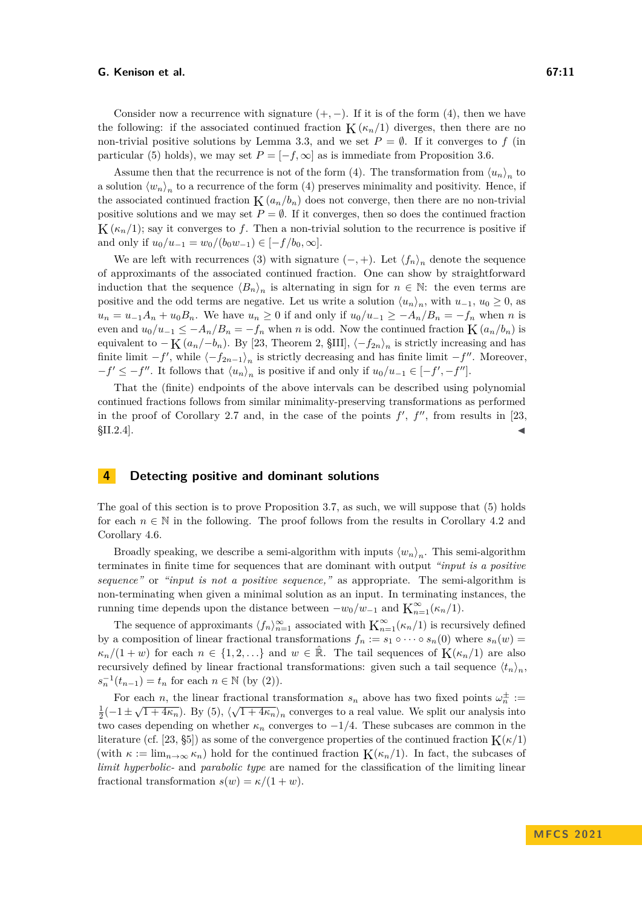Consider now a recurrence with signature $(+,-)$. If it is of the form (4), then we have the following: if the associated continued fraction $\mathrm{K}\,(\kappa_n/1)$ diverges, then there are no non-trivial positive solutions by Lemma 3.3, and we set $P=\emptyset$. If it converges to $f$ (in particular (5) holds), we may set $P=[-f,\infty]$ as is immediate from Proposition 3.6.

Assume then that the recurrence is not of the form (4). The transformation from $\langle u_n\rangle_n$ to a solution $\langle w_n\rangle_n$ to a recurrence of the form (4) preserves minimality and positivity. Hence, if the associated continued fraction $\mathrm{K}\,(a_n/b_n)$ does not converge, then there are no non-trivial positive solutions and we may set $P=\emptyset$. If it converges, then so does the continued fraction $\mathrm{K}\,(\kappa_n/1)$; say it converges to $f$. Then a non-trivial solution to the recurrence is positive if and only if $u_0/u_{-1}=w_0/(b_0 w_{-1})\in[-f/b_0,\infty]$.

We are left with recurrences (3) with signature $(-,+)$. Let $\langle f_n\rangle_n$ denote the sequence of approximants of the associated continued fraction. One can show by straightforward induction that the sequence $\langle B_n\rangle_n$ is alternating in sign for $n\in\mathbb{N}$: the even terms are positive and the odd terms are negative. Let us write a solution $\langle u_n\rangle_n$, with $u_{-1},\,u_0\geq 0$, as $u_n=u_{-1}A_n+u_0B_n$. We have $u_n\geq 0$ if and only if $u_0/u_{-1}\geq -A_n/B_n=-f_n$ when $n$ is even and $u_0/u_{-1}\leq -A_n/B_n=-f_n$ when $n$ is odd. Now the continued fraction $\mathrm{K}\,(a_n/b_n)$ is equivalent to $-\mathrm{K}\,(a_n/-b_n)$. By [23, Theorem 2, §III], $\langle -f_{2n}\rangle_n$ is strictly increasing and has finite limit $-f'$, while $\langle -f_{2n-1}\rangle_n$ is strictly decreasing and has finite limit $-f''$. Moreover, $-f'\leq -f''$. It follows that $\langle u_n\rangle_n$ is positive if and only if $u_0/u_{-1}\in[-f',-f'']$.

That the (finite) endpoints of the above intervals can be described using polynomial continued fractions follows from similar minimality-preserving transformations as performed in the proof of Corollary 2.7 and, in the case of the points $f'$, $f''$, from results in [23, §II.2.4]. ◀

## 4 Detecting positive and dominant solutions

The goal of this section is to prove Proposition 3.7, as such, we will suppose that (5) holds for each $n\in\mathbb{N}$ in the following. The proof follows from the results in Corollary 4.2 and Corollary 4.6.

Broadly speaking, we describe a semi-algorithm with inputs $\langle w_n\rangle_n$. This semi-algorithm terminates in finite time for sequences that are dominant with output *"input is a positive sequence"* or *"input is not a positive sequence,"* as appropriate. The semi-algorithm is non-terminating when given a minimal solution as an input. In terminating instances, the running time depends upon the distance between $-w_0/w_{-1}$ and $\mathrm{K}_{n=1}^{\infty}(\kappa_n/1)$.

The sequence of approximants $\langle f_n\rangle_{n=1}^{\infty}$ associated with $\mathrm{K}_{n=1}^{\infty}(\kappa_n/1)$ is recursively defined by a composition of linear fractional transformations $f_n := s_1\circ\cdots\circ s_n(0)$ where $s_n(w)=\kappa_n/(1+w)$ for each $n\in\{1,2,\ldots\}$ and $w\in\hat{\mathbb{R}}$. The tail sequences of $\mathrm{K}(\kappa_n/1)$ are also recursively defined by linear fractional transformations: given such a tail sequence $\langle t_n\rangle_n$, $s_n^{-1}(t_{n-1})=t_n$ for each $n\in\mathbb{N}$ (by (2)).

For each $n$, the linear fractional transformation $s_n$ above has two fixed points $\omega_n^{\pm}:=\frac{1}{2}(-1\pm\sqrt{1+4\kappa_n})$. By (5), $\langle\sqrt{1+4\kappa_n}\rangle_n$ converges to a real value. We split our analysis into two cases depending on whether $\kappa_n$ converges to $-1/4$. These subcases are common in the literature (cf. [23, §5]) as some of the convergence properties of the continued fraction $\mathrm{K}(\kappa/1)$ (with $\kappa:=\lim_{n\to\infty}\kappa_n$) hold for the continued fraction $\mathrm{K}(\kappa_n/1)$. In fact, the subcases of *limit hyperbolic-* and *parabolic type* are named for the classification of the limiting linear fractional transformation $s(w)=\kappa/(1+w)$.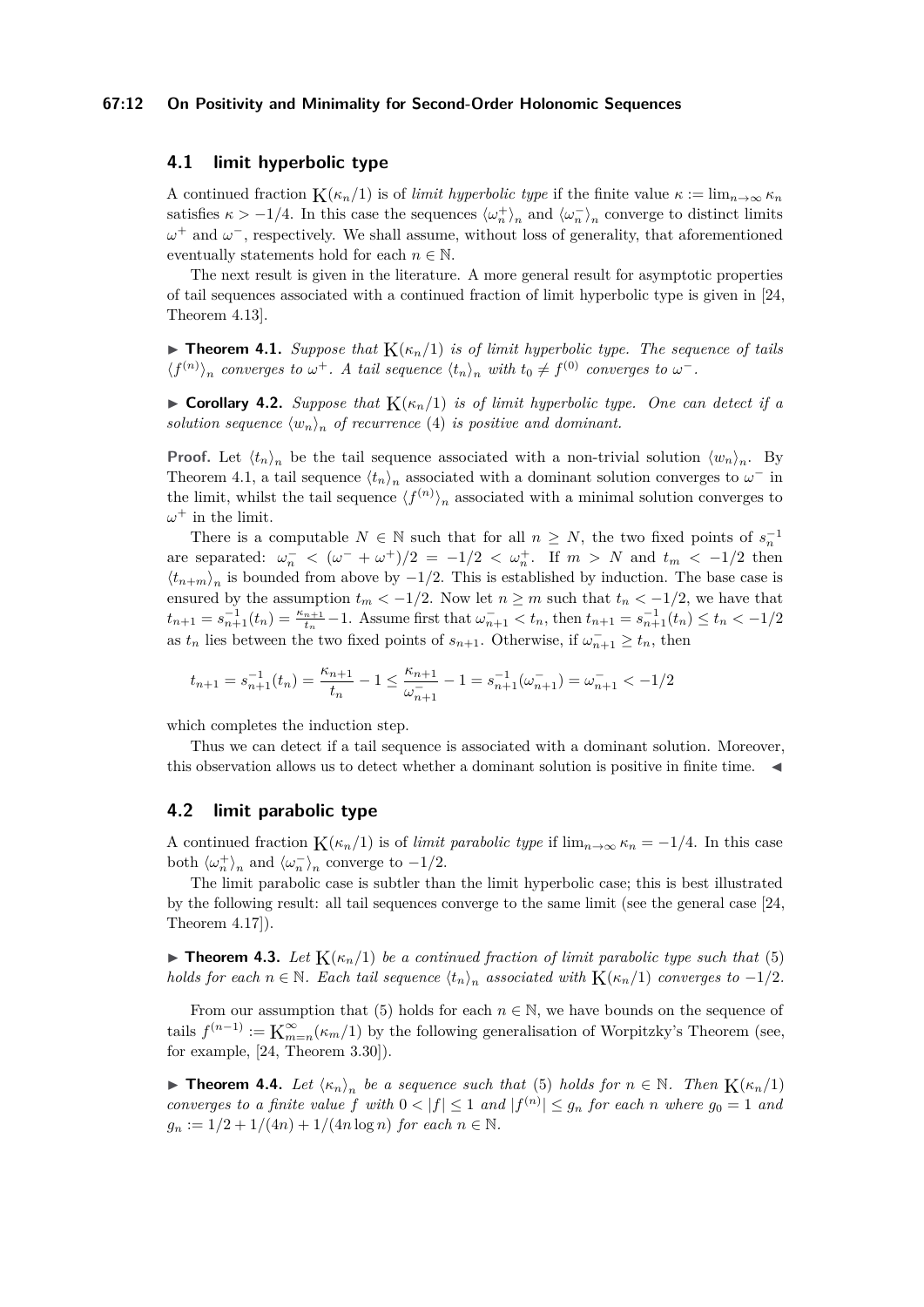### 4.1 limit hyperbolic type

A continued fraction $\mathrm{K}(\kappa_n/1)$ is of *limit hyperbolic type* if the finite value $\kappa := \lim_{n\to\infty} \kappa_n$ satisfies $\kappa > -1/4$. In this case the sequences $\langle \omega_n^+ \rangle_n$ and $\langle \omega_n^- \rangle_n$ converge to distinct limits $\omega^+$ and $\omega^-$, respectively. We shall assume, without loss of generality, that aforementioned eventually statements hold for each $n \in \mathbb{N}$.

The next result is given in the literature. A more general result for asymptotic properties of tail sequences associated with a continued fraction of limit hyperbolic type is given in [24, Theorem 4.13].

▶ **Theorem 4.1.** *Suppose that $\mathrm{K}(\kappa_n/1)$ is of limit hyperbolic type. The sequence of tails $\langle f^{(n)} \rangle_n$ converges to $\omega^+$. A tail sequence $\langle t_n \rangle_n$ with $t_0 \neq f^{(0)}$ converges to $\omega^-$.*

▶ **Corollary 4.2.** *Suppose that $\mathrm{K}(\kappa_n/1)$ is of limit hyperbolic type. One can detect if a solution sequence $\langle w_n \rangle_n$ of recurrence* (4) *is positive and dominant.*

**Proof.** Let $\langle t_n \rangle_n$ be the tail sequence associated with a non-trivial solution $\langle w_n \rangle_n$. By Theorem 4.1, a tail sequence $\langle t_n \rangle_n$ associated with a dominant solution converges to $\omega^-$ in the limit, whilst the tail sequence $\langle f^{(n)} \rangle_n$ associated with a minimal solution converges to $\omega^+$ in the limit.

There is a computable $N \in \mathbb{N}$ such that for all $n \geq N$, the two fixed points of $s_n^{-1}$ are separated: $\omega_n^- < (\omega^- + \omega^+)/2 = -1/2 < \omega_n^+$. If $m > N$ and $t_m < -1/2$ then $\langle t_{n+m} \rangle_n$ is bounded from above by $-1/2$. This is established by induction. The base case is ensured by the assumption $t_m < -1/2$. Now let $n \geq m$ such that $t_n < -1/2$, we have that $t_{n+1} = s_{n+1}^{-1}(t_n) = \frac{\kappa_{n+1}}{t_n} - 1$. Assume first that $\omega_{n+1}^- < t_n$, then $t_{n+1} = s_{n+1}^{-1}(t_n) \leq t_n < -1/2$ as $t_n$ lies between the two fixed points of $s_{n+1}$. Otherwise, if $\omega_{n+1}^- \geq t_n$, then

$$t_{n+1} = s_{n+1}^{-1}(t_n) = \frac{\kappa_{n+1}}{t_n} - 1 \leq \frac{\kappa_{n+1}}{\omega_{n+1}^-} - 1 = s_{n+1}^{-1}(\omega_{n+1}^-) = \omega_{n+1}^- < -1/2$$

which completes the induction step.

Thus we can detect if a tail sequence is associated with a dominant solution. Moreover, this observation allows us to detect whether a dominant solution is positive in finite time. ◀

### 4.2 limit parabolic type

A continued fraction $\mathrm{K}(\kappa_n/1)$ is of *limit parabolic type* if $\lim_{n\to\infty} \kappa_n = -1/4$. In this case both $\langle \omega_n^+ \rangle_n$ and $\langle \omega_n^- \rangle_n$ converge to $-1/2$.

The limit parabolic case is subtler than the limit hyperbolic case; this is best illustrated by the following result: all tail sequences converge to the same limit (see the general case [24, Theorem 4.17]).

▶ **Theorem 4.3.** *Let $\mathrm{K}(\kappa_n/1)$ be a continued fraction of limit parabolic type such that* (5) *holds for each $n \in \mathbb{N}$. Each tail sequence $\langle t_n \rangle_n$ associated with $\mathrm{K}(\kappa_n/1)$ converges to $-1/2$.*

From our assumption that (5) holds for each $n \in \mathbb{N}$, we have bounds on the sequence of tails $f^{(n-1)} := \mathrm{K}_{m=n}^{\infty}(\kappa_m/1)$ by the following generalisation of Worpitzky's Theorem (see, for example, [24, Theorem 3.30]).

▶ **Theorem 4.4.** *Let $\langle \kappa_n \rangle_n$ be a sequence such that* (5) *holds for $n \in \mathbb{N}$. Then $\mathrm{K}(\kappa_n/1)$ converges to a finite value $f$ with $0 < |f| \leq 1$ and $|f^{(n)}| \leq g_n$ for each $n$ where $g_0 = 1$ and $g_n := 1/2 + 1/(4n) + 1/(4n \log n)$ for each $n \in \mathbb{N}$.*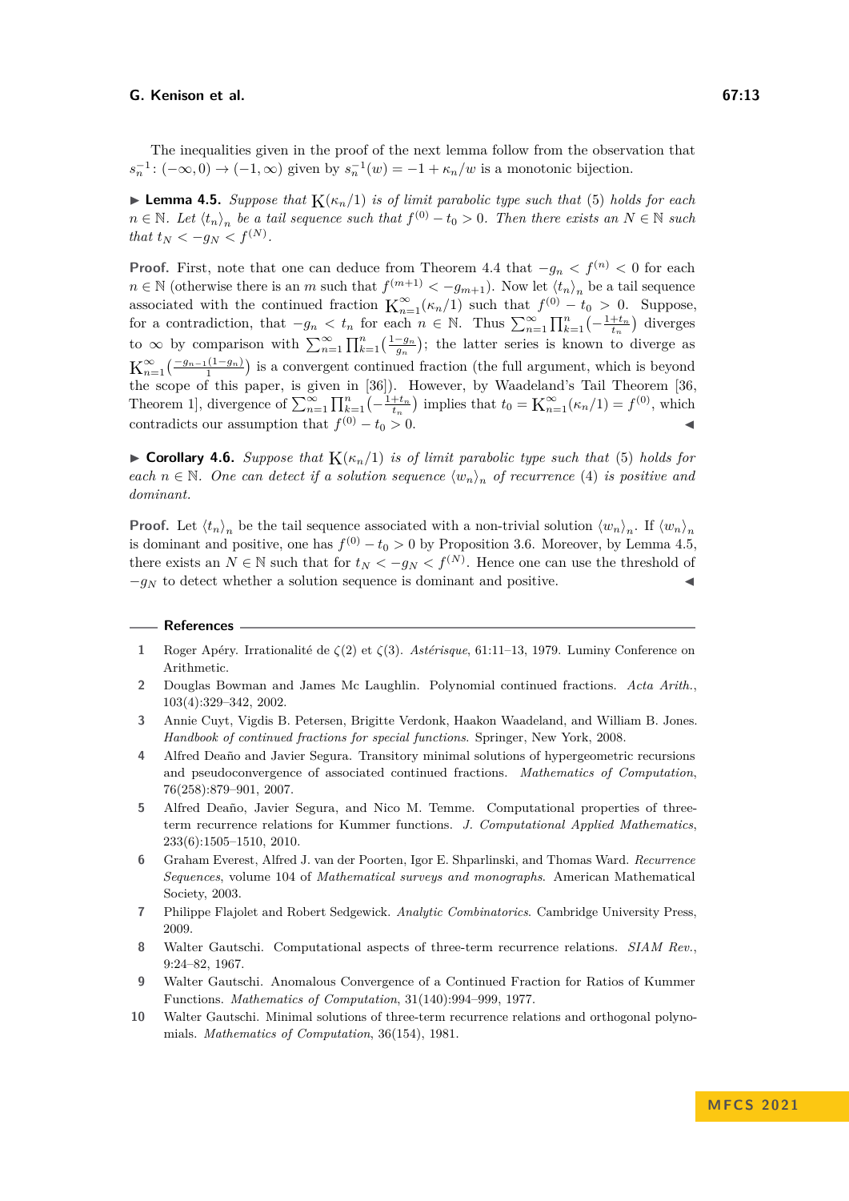The inequalities given in the proof of the next lemma follow from the observation that $s_n^{-1}\colon (-\infty, 0) \to (-1, \infty)$ given by $s_n^{-1}(w) = -1 + \kappa_n/w$ is a monotonic bijection.

▶ **Lemma 4.5.** *Suppose that* $\mathrm{K}(\kappa_n/1)$ *is of limit parabolic type such that* (5) *holds for each* $n \in \mathbb{N}$. *Let* $\langle t_n \rangle_n$ *be a tail sequence such that* $f^{(0)} - t_0 > 0$. *Then there exists an* $N \in \mathbb{N}$ *such that* $t_N < -g_N < f^{(N)}$.

**Proof.** First, note that one can deduce from Theorem 4.4 that $-g_n < f^{(n)} < 0$ for each $n \in \mathbb{N}$ (otherwise there is an $m$ such that $f^{(m+1)} < -g_{m+1}$). Now let $\langle t_n \rangle_n$ be a tail sequence associated with the continued fraction $\mathrm{K}_{n=1}^{\infty}(\kappa_n/1)$ such that $f^{(0)} - t_0 > 0$. Suppose, for a contradiction, that $-g_n < t_n$ for each $n \in \mathbb{N}$. Thus $\sum_{n=1}^{\infty} \prod_{k=1}^{n} \big(-\frac{1+t_n}{t_n}\big)$ diverges to $\infty$ by comparison with $\sum_{n=1}^{\infty} \prod_{k=1}^{n} \big(\frac{1-g_n}{g_n}\big)$; the latter series is known to diverge as $\mathrm{K}_{n=1}^{\infty}\big(\frac{-g_{n-1}(1-g_n)}{1}\big)$ is a convergent continued fraction (the full argument, which is beyond the scope of this paper, is given in [36]). However, by Waadeland's Tail Theorem [36, Theorem 1], divergence of $\sum_{n=1}^{\infty} \prod_{k=1}^{n} \big(-\frac{1+t_n}{t_n}\big)$ implies that $t_0 = \mathrm{K}_{n=1}^{\infty}(\kappa_n/1) = f^{(0)}$, which contradicts our assumption that $f^{(0)} - t_0 > 0$. ◀

▶ **Corollary 4.6.** *Suppose that* $\mathrm{K}(\kappa_n/1)$ *is of limit parabolic type such that* (5) *holds for each* $n \in \mathbb{N}$. *One can detect if a solution sequence* $\langle w_n \rangle_n$ *of recurrence* (4) *is positive and dominant.*

**Proof.** Let $\langle t_n \rangle_n$ be the tail sequence associated with a non-trivial solution $\langle w_n \rangle_n$. If $\langle w_n \rangle_n$ is dominant and positive, one has $f^{(0)} - t_0 > 0$ by Proposition 3.6. Moreover, by Lemma 4.5, there exists an $N \in \mathbb{N}$ such that for $t_N < -g_N < f^{(N)}$. Hence one can use the threshold of $-g_N$ to detect whether a solution sequence is dominant and positive. ◀

## References

1. Roger Apéry. Irrationalité de $\zeta(2)$ et $\zeta(3)$. *Astérisque*, 61:11–13, 1979. Luminy Conference on Arithmetic.
2. Douglas Bowman and James Mc Laughlin. Polynomial continued fractions. *Acta Arith.*, 103(4):329–342, 2002.
3. Annie Cuyt, Vigdis B. Petersen, Brigitte Verdonk, Haakon Waadeland, and William B. Jones. *Handbook of continued fractions for special functions*. Springer, New York, 2008.
4. Alfred Deaño and Javier Segura. Transitory minimal solutions of hypergeometric recursions and pseudoconvergence of associated continued fractions. *Mathematics of Computation*, 76(258):879–901, 2007.
5. Alfred Deaño, Javier Segura, and Nico M. Temme. Computational properties of three-term recurrence relations for Kummer functions. *J. Computational Applied Mathematics*, 233(6):1505–1510, 2010.
6. Graham Everest, Alfred J. van der Poorten, Igor E. Shparlinski, and Thomas Ward. *Recurrence Sequences*, volume 104 of *Mathematical surveys and monographs*. American Mathematical Society, 2003.
7. Philippe Flajolet and Robert Sedgewick. *Analytic Combinatorics*. Cambridge University Press, 2009.
8. Walter Gautschi. Computational aspects of three-term recurrence relations. *SIAM Rev.*, 9:24–82, 1967.
9. Walter Gautschi. Anomalous Convergence of a Continued Fraction for Ratios of Kummer Functions. *Mathematics of Computation*, 31(140):994–999, 1977.
10. Walter Gautschi. Minimal solutions of three-term recurrence relations and orthogonal polynomials. *Mathematics of Computation*, 36(154), 1981.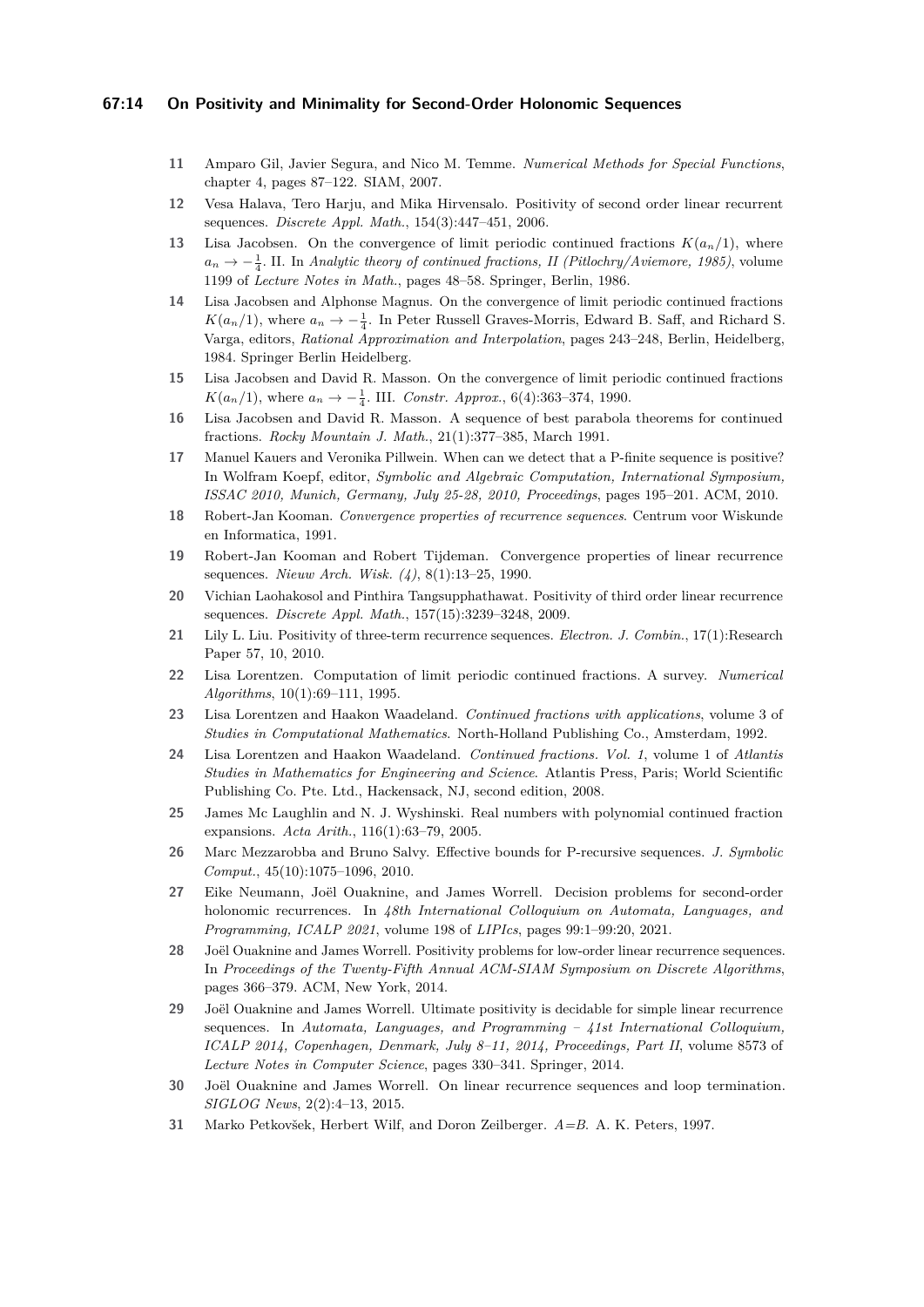11 Amparo Gil, Javier Segura, and Nico M. Temme. *Numerical Methods for Special Functions*, chapter 4, pages 87–122. SIAM, 2007.

12 Vesa Halava, Tero Harju, and Mika Hirvensalo. Positivity of second order linear recurrent sequences. *Discrete Appl. Math.*, 154(3):447–451, 2006.

13 Lisa Jacobsen. On the convergence of limit periodic continued fractions $K(a_n/1)$, where $a_n \to -\frac{1}{4}$. II. In *Analytic theory of continued fractions, II (Pitlochry/Aviemore, 1985)*, volume 1199 of *Lecture Notes in Math.*, pages 48–58. Springer, Berlin, 1986.

14 Lisa Jacobsen and Alphonse Magnus. On the convergence of limit periodic continued fractions $K(a_n/1)$, where $a_n \to -\frac{1}{4}$. In Peter Russell Graves-Morris, Edward B. Saff, and Richard S. Varga, editors, *Rational Approximation and Interpolation*, pages 243–248, Berlin, Heidelberg, 1984. Springer Berlin Heidelberg.

15 Lisa Jacobsen and David R. Masson. On the convergence of limit periodic continued fractions $K(a_n/1)$, where $a_n \to -\frac{1}{4}$. III. *Constr. Approx.*, 6(4):363–374, 1990.

16 Lisa Jacobsen and David R. Masson. A sequence of best parabola theorems for continued fractions. *Rocky Mountain J. Math.*, 21(1):377–385, March 1991.

17 Manuel Kauers and Veronika Pillwein. When can we detect that a P-finite sequence is positive? In Wolfram Koepf, editor, *Symbolic and Algebraic Computation, International Symposium, ISSAC 2010, Munich, Germany, July 25-28, 2010, Proceedings*, pages 195–201. ACM, 2010.

18 Robert-Jan Kooman. *Convergence properties of recurrence sequences*. Centrum voor Wiskunde en Informatica, 1991.

19 Robert-Jan Kooman and Robert Tijdeman. Convergence properties of linear recurrence sequences. *Nieuw Arch. Wisk. (4)*, 8(1):13–25, 1990.

20 Vichian Laohakosol and Pinthira Tangsupphathawat. Positivity of third order linear recurrence sequences. *Discrete Appl. Math.*, 157(15):3239–3248, 2009.

21 Lily L. Liu. Positivity of three-term recurrence sequences. *Electron. J. Combin.*, 17(1):Research Paper 57, 10, 2010.

22 Lisa Lorentzen. Computation of limit periodic continued fractions. A survey. *Numerical Algorithms*, 10(1):69–111, 1995.

23 Lisa Lorentzen and Haakon Waadeland. *Continued fractions with applications*, volume 3 of *Studies in Computational Mathematics*. North-Holland Publishing Co., Amsterdam, 1992.

24 Lisa Lorentzen and Haakon Waadeland. *Continued fractions. Vol. 1*, volume 1 of *Atlantis Studies in Mathematics for Engineering and Science*. Atlantis Press, Paris; World Scientific Publishing Co. Pte. Ltd., Hackensack, NJ, second edition, 2008.

25 James Mc Laughlin and N. J. Wyshinski. Real numbers with polynomial continued fraction expansions. *Acta Arith.*, 116(1):63–79, 2005.

26 Marc Mezzarobba and Bruno Salvy. Effective bounds for P-recursive sequences. *J. Symbolic Comput.*, 45(10):1075–1096, 2010.

27 Eike Neumann, Joël Ouaknine, and James Worrell. Decision problems for second-order holonomic recurrences. In *48th International Colloquium on Automata, Languages, and Programming, ICALP 2021*, volume 198 of *LIPIcs*, pages 99:1–99:20, 2021.

28 Joël Ouaknine and James Worrell. Positivity problems for low-order linear recurrence sequences. In *Proceedings of the Twenty-Fifth Annual ACM-SIAM Symposium on Discrete Algorithms*, pages 366–379. ACM, New York, 2014.

29 Joël Ouaknine and James Worrell. Ultimate positivity is decidable for simple linear recurrence sequences. In *Automata, Languages, and Programming – 41st International Colloquium, ICALP 2014, Copenhagen, Denmark, July 8–11, 2014, Proceedings, Part II*, volume 8573 of *Lecture Notes in Computer Science*, pages 330–341. Springer, 2014.

30 Joël Ouaknine and James Worrell. On linear recurrence sequences and loop termination. *SIGLOG News*, 2(2):4–13, 2015.

31 Marko Petkovšek, Herbert Wilf, and Doron Zeilberger. *A=B*. A. K. Peters, 1997.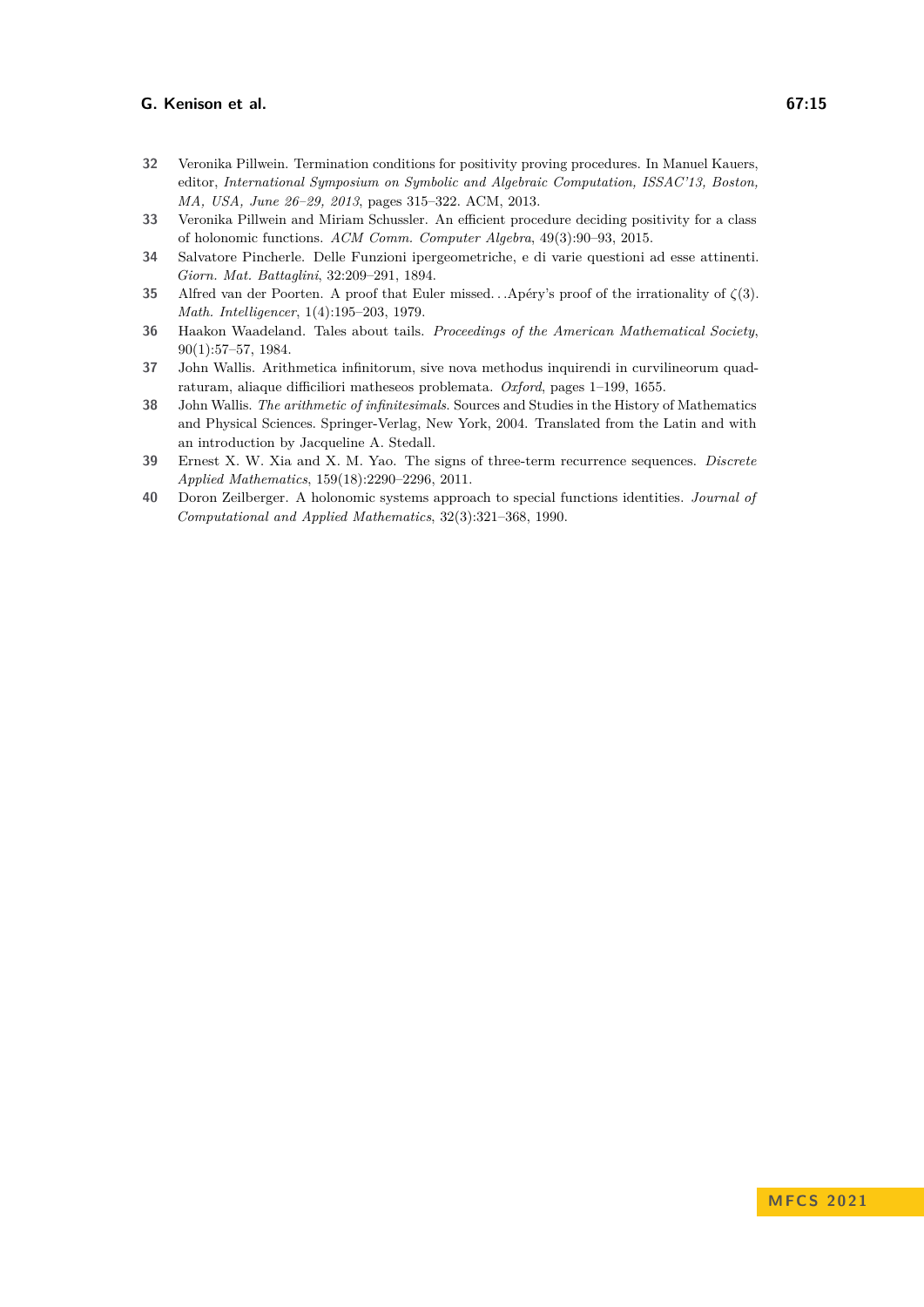32 Veronika Pillwein. Termination conditions for positivity proving procedures. In Manuel Kauers, editor, *International Symposium on Symbolic and Algebraic Computation, ISSAC'13, Boston, MA, USA, June 26–29, 2013*, pages 315–322. ACM, 2013.

33 Veronika Pillwein and Miriam Schussler. An efficient procedure deciding positivity for a class of holonomic functions. *ACM Comm. Computer Algebra*, 49(3):90–93, 2015.

34 Salvatore Pincherle. Delle Funzioni ipergeometriche, e di varie questioni ad esse attinenti. *Giorn. Mat. Battaglini*, 32:209–291, 1894.

35 Alfred van der Poorten. A proof that Euler missed…Apéry's proof of the irrationality of $\zeta(3)$. *Math. Intelligencer*, 1(4):195–203, 1979.

36 Haakon Waadeland. Tales about tails. *Proceedings of the American Mathematical Society*, 90(1):57–57, 1984.

37 John Wallis. Arithmetica infinitorum, sive nova methodus inquirendi in curvilineorum quadraturam, aliaque difficiliori matheseos problemata. *Oxford*, pages 1–199, 1655.

38 John Wallis. *The arithmetic of infinitesimals*. Sources and Studies in the History of Mathematics and Physical Sciences. Springer-Verlag, New York, 2004. Translated from the Latin and with an introduction by Jacqueline A. Stedall.

39 Ernest X. W. Xia and X. M. Yao. The signs of three-term recurrence sequences. *Discrete Applied Mathematics*, 159(18):2290–2296, 2011.

40 Doron Zeilberger. A holonomic systems approach to special functions identities. *Journal of Computational and Applied Mathematics*, 32(3):321–368, 1990.